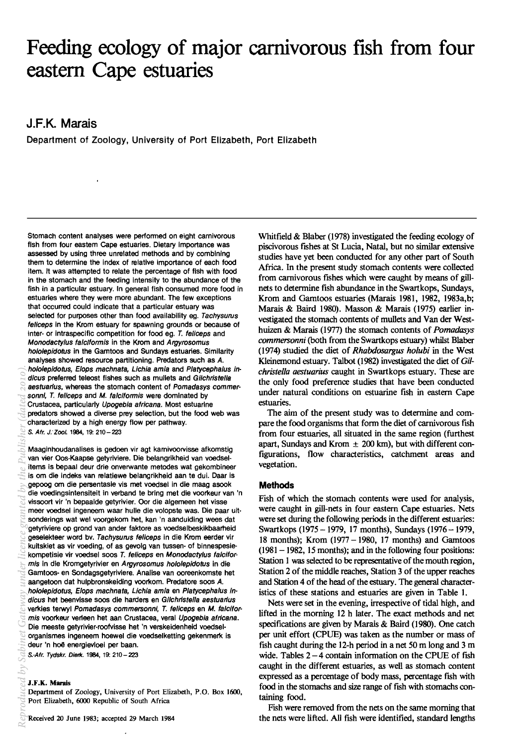# Feeding ecology of major carnivorous fish from four eastern Cape estuaries

## J.F.K. Marais

Department of Zoology, University of Port Elizabeth, Port Elizabeth

Stomach content analyses were performed on eight carnivorous fish from four eastern Cape estuaries. Dietary importance was assessed by using three unrelated methods and by combining them to determine the index of relative importance of each food item. It was attempted to relate the percentage of fish with food in the stomach and the feeding intensity to the abundance of the fish in a particular estuary. In general fish consumed more food in estuaries where they were more abundant. The few exceptions that occurred could indicate that a particular estuary was selected for purposes other than food availability eg. *Tachysurus feliceps* in the Krom estuary for spawning grounds or because of inter- or intraspecific competition for food eg. *T. feliceps* and *Monodactylus falciformis* in the Krom and *Argyrosomus hololepidotus* in the Gamtoos and Sundays estuaries. Similarity analyses showed resource partitioning. Predators such as *A. hololepidotus*, *Elops machnata*, *Lichia amia* and *Platycephalus indicus* preferred teleost fishes such as mullets and *Gilchristella aestuarius*, whereas the stomach content of *Pomadasys commersonni*, *T. feliceps* and *M. falciformis* were dominated by Crustacea, particularly *Upogebia africana*. Most estuarine predators showed a diverse prey selection, but the food web was characterized by a high energy flow per pathway.

*S. Afr. J. Zool.* 1984, 19: 210 – 223

Maaginhoudanalises is gedoen vir agt karnivoorvisse afkomstig van vier Oos-Kaapse getyriviere. Die belangrikheid van voedselitems is bepaal deur drie onverwante metodes wat gekombineer is om die indeks van relatiewe belangrikheid aan te dui. Daar is gepoog om die persentasie vis met voedsel in die maag asook die voedingsintensiteit in verband te bring met die voorkeur van 'n vissoort vir 'n bepaalde getyrivier. Oor die algemeen het visse meer voedsel ingeneem waar hulle die volopste was. Die paar uitsonderings wat wel voorgekom het, kan 'n aanduiding wees dat getyriviere op grond van ander faktore as voedselbeskikbaarheid geselekteer word bv. *Tachysurus feliceps* in die Krom eerder vir kuitskiet as vir voeding, of as gevolg van tussen- of binnespesiekompetisie vir voedsel soos *T. feliceps* en *Monodactylus falciformis* in die Kromgetyrivier en *Argyrosomus hololepidotus* in die Gamtoos- en Sondagsgetyriviere. Analise van ooreenkomste het aangetoon dat hulpbronskeiding voorkom. Predatore soos *A. hololepidotus*, *Elops machnata*, *Lichia amia* en *Platycephalus indicus* het beenvisse soos die harders en *Gilchristella aestuarius* verkies terwyl *Pomadasys commersonni*, *T. feliceps* en *M. falciformis* voorkeur verleen het aan Crustacea, veral *Upogebia africana*. Die meeste getyrivier-roofvisse het 'n verskeidenheid voedselorganismes ingeneem hoewel die voedselketting gekenmerk is deur 'n hoë energievloei per baan.

*S.-Afr. Tydskr. Dierk.* 1984, 19: 210 – 223

**J.F.K. Marais**
Department of Zoology, University of Port Elizabeth, P.O. Box 1600, Port Elizabeth, 6000 Republic of South Africa

Received 20 June 1983; accepted 29 March 1984

Whitfield & Blaber (1978) investigated the feeding ecology of piscivorous fishes at St Lucia, Natal, but no similar extensive studies have yet been conducted for any other part of South Africa. In the present study stomach contents were collected from carnivorous fishes which were caught by means of gillnets to determine fish abundance in the Swartkops, Sundays, Krom and Gamtoos estuaries (Marais 1981, 1982, 1983a,b; Marais & Baird 1980). Masson & Marais (1975) earlier investigated the stomach contents of mullets and Van der Westhuizen & Marais (1977) the stomach contents of *Pomadasys commersonni* (both from the Swartkops estuary) whilst Blaber (1974) studied the diet of *Rhabdosargus holubi* in the West Kleinemond estuary. Talbot (1982) investigated the diet of *Gilchristella aestuarius* caught in Swartkops estuary. These are the only food preference studies that have been conducted under natural conditions on estuarine fish in eastern Cape estuaries.

The aim of the present study was to determine and compare the food organisms that form the diet of carnivorous fish from four estuaries, all situated in the same region (furthest apart, Sundays and Krom ± 200 km), but with different configurations, flow characteristics, catchment areas and vegetation.

## Methods

Fish of which the stomach contents were used for analysis, were caught in gill-nets in four eastern Cape estuaries. Nets were set during the following periods in the different estuaries: Swartkops (1975 – 1979, 17 months), Sundays (1976 – 1979, 18 months); Krom (1977 – 1980, 17 months) and Gamtoos (1981 – 1982, 15 months); and in the following four positions: Station 1 was selected to be representative of the mouth region, Station 2 of the middle reaches, Station 3 of the upper reaches and Station 4 of the head of the estuary. The general characteristics of these stations and estuaries are given in Table 1.

Nets were set in the evening, irrespective of tidal high, and lifted in the morning 12 h later. The exact methods and net specifications are given by Marais & Baird (1980). One catch per unit effort (CPUE) was taken as the number or mass of fish caught during the 12-h period in a net 50 m long and 3 m wide. Tables 2 – 4 contain information on the CPUE of fish caught in the different estuaries, as well as stomach content expressed as a percentage of body mass, percentage fish with food in the stomachs and size range of fish with stomachs containing food.

Fish were removed from the nets on the same morning that the nets were lifted. All fish were identified, standard lengths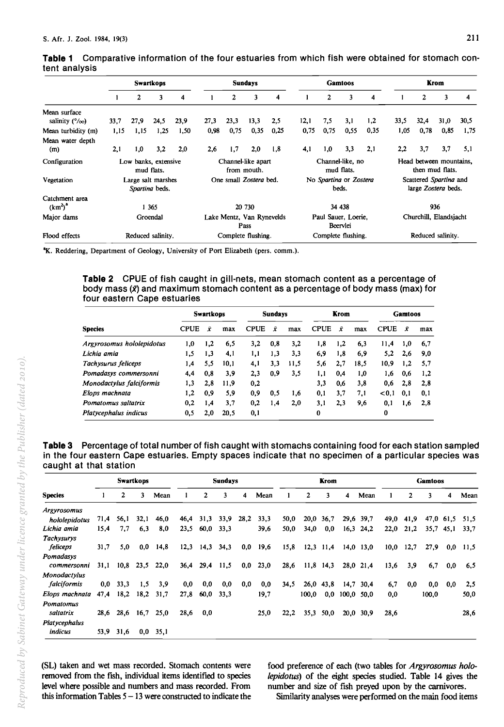**Table 1** Comparative information of the four estuaries from which fish were obtained for stomach content analysis

| | Swartkops | | | | Sundays | | | | Gamtoos | | | | Krom | | | |
|---|---|---|---|---|---|---|---|---|---|---|---|---|---|---|---|---|
| | 1 | 2 | 3 | 4 | 1 | 2 | 3 | 4 | 1 | 2 | 3 | 4 | 1 | 2 | 3 | 4 |
| Mean surface salinity (°/oo) | 33,7 | 27,9 | 24,5 | 23,9 | 27,3 | 23,3 | 13,3 | 2,5 | 12,1 | 7,5 | 3,1 | 1,2 | 33,5 | 32,4 | 31,0 | 30,5 |
| Mean turbidity (m) | 1,15 | 1,15 | 1,25 | 1,50 | 0,98 | 0,75 | 0,35 | 0,25 | 0,75 | 0,75 | 0,55 | 0,35 | 1,05 | 0,78 | 0,85 | 1,75 |
| Mean water depth (m) | 2,1 | 1,0 | 3,2 | 2,0 | 2,6 | 1,7 | 2,0 | 1,8 | 4,1 | 1,0 | 3,3 | 2,1 | 2,2 | 3,7 | 3,7 | 5,1 |
| Configuration | Low banks, extensive mud flats. | | | | Channel-like apart from mouth. | | | | Channel-like, no mud flats. | | | | Head between mountains, then mud flats. | | | |
| Vegetation | Large salt marshes *Spartina* beds. | | | | One small *Zostera* bed. | | | | No *Spartina* or *Zostera* beds. | | | | Scattered *Spartina* and large *Zostera* beds. | | | |
| Catchment area (km²)[a] | 1 365 | | | | 20 730 | | | | 34 438 | | | | 936 | | | |
| Major dams | Groendal | | | | Lake Mentz, Van Rynevelds Pass | | | | Paul Sauer, Loerie, Beervlei | | | | Churchill, Elandsjacht | | | |
| Flood effects | Reduced salinity. | | | | Complete flushing. | | | | Complete flushing. | | | | Reduced salinity. | | | |

[a]K. Reddering, Department of Geology, University of Port Elizabeth (pers. comm.).

**Table 2** CPUE of fish caught in gill-nets, mean stomach content as a percentage of body mass ($\bar{x}$) and maximum stomach content as a percentage of body mass (max) for four eastern Cape estuaries

| | Swartkops | | | Sundays | | | Krom | | | Gamtoos | | |
|---|---|---|---|---|---|---|---|---|---|---|---|---|
| Species | CPUE | $\bar{x}$ | max | CPUE | $\bar{x}$ | max | CPUE | $\bar{x}$ | max | CPUE | $\bar{x}$ | max |
| *Argyrosomus hololepidotus* | 1,0 | 1,2 | 6,5 | 3,2 | 0,8 | 3,2 | 1,8 | 1,2 | 6,3 | 11,4 | 1,0 | 6,7 |
| *Lichia amia* | 1,5 | 1,3 | 4,1 | 1,1 | 1,3 | 3,3 | 6,9 | 1,8 | 6,9 | 5,2 | 2,6 | 9,0 |
| *Tachysurus feliceps* | 1,4 | 5,5 | 10,1 | 4,1 | 3,3 | 11,5 | 5,6 | 2,7 | 18,5 | 10,9 | 1,2 | 5,7 |
| *Pomadasys commersonni* | 4,4 | 0,8 | 3,9 | 2,3 | 0,9 | 3,5 | 1,1 | 0,4 | 1,0 | 1,6 | 0,6 | 1,2 |
| *Monodactylus falciformis* | 1,3 | 2,8 | 11,9 | 0,2 | | | 3,3 | 0,6 | 3,8 | 0,6 | 2,8 | 2,8 |
| *Elops machnata* | 1,2 | 0,9 | 5,9 | 0,9 | 0,5 | 1,6 | 0,1 | 3,7 | 7,1 | <0,1 | 0,1 | 0,1 |
| *Pomatomus saltatrix* | 0,2 | 1,4 | 3,7 | 0,2 | 1,4 | 2,0 | 3,1 | 2,3 | 9,6 | 0,1 | 1,6 | 2,8 |
| *Platycephalus indicus* | 0,5 | 2,0 | 20,5 | 0,1 | | | 0 | | | 0 | | |

**Table 3** Percentage of total number of fish caught with stomachs containing food for each station sampled in the four eastern Cape estuaries. Empty spaces indicate that no specimen of a particular species was caught at that station

| | Swartkops | | | | Sundays | | | | | Krom | | | | | Gamtoos | | | | |
|---|---|---|---|---|---|---|---|---|---|---|---|---|---|---|---|---|---|---|---|
| Species | 1 | 2 | 3 | Mean | 1 | 2 | 3 | 4 | Mean | 1 | 2 | 3 | 4 | Mean | 1 | 2 | 3 | 4 | Mean |
| *Argyrosomus hololepidotus* | 71,4 | 56,1 | 32,1 | 46,0 | 46,4 | 31,3 | 33,9 | 28,2 | 33,3 | 50,0 | 20,0 | 36,7 | 29,6 | 39,7 | 49,0 | 41,9 | 47,0 | 61,5 | 51,5 |
| *Lichia amia* | 15,4 | 7,7 | 6,3 | 8,0 | 23,5 | 60,0 | 33,3 | | 39,6 | 50,0 | 34,0 | 0,0 | 16,3 | 24,2 | 22,0 | 21,2 | 35,7 | 45,1 | 33,7 |
| *Tachysurys feliceps* | 31,7 | 5,0 | 0,0 | 14,8 | 12,3 | 14,3 | 34,3 | 0,0 | 19,6 | 15,8 | 12,3 | 11,4 | 14,0 | 13,0 | 10,0 | 12,7 | 27,9 | 0,0 | 11,5 |
| *Pomadasys commersonni* | 31,1 | 10,8 | 23,5 | 22,0 | 36,4 | 29,4 | 11,5 | 0,0 | 23,0 | 28,6 | 11,8 | 14,3 | 28,0 | 21,4 | 13,6 | 3,9 | 6,7 | 0,0 | 6,5 |
| *Monodactylus falciformis* | 0,0 | 33,3 | 1,5 | 3,9 | 0,0 | 0,0 | 0,0 | 0,0 | 0,0 | 34,5 | 26,0 | 43,8 | 14,7 | 30,4 | 6,7 | 0,0 | 0,0 | 0,0 | 2,5 |
| *Elops machnata* | 47,4 | 18,2 | 18,2 | 31,7 | 27,8 | 60,0 | 33,3 | | 19,7 | | 100,0 | 0,0 | 100,0 | 50,0 | 0,0 | | 100,0 | | 50,0 |
| *Pomatomus saltatrix* | 28,6 | 28,6 | 16,7 | 25,0 | 28,6 | 0,0 | | | 25,0 | 22,2 | 35,3 | 50,0 | 20,0 | 30,9 | 28,6 | | | | 28,6 |
| *Platycephalus indicus* | 53,9 | 31,6 | 0,0 | 35,1 | | | | | | | | | | | | | | | |

(SL) taken and wet mass recorded. Stomach contents were removed from the fish, individual items identified to species level where possible and numbers and mass recorded. From this information Tables 5 – 13 were constructed to indicate the food preference of each (two tables for *Argyrosomus hololepidotus*) of the eight species studied. Table 14 gives the number and size of fish preyed upon by the carnivores.

Similarity analyses were performed on the main food items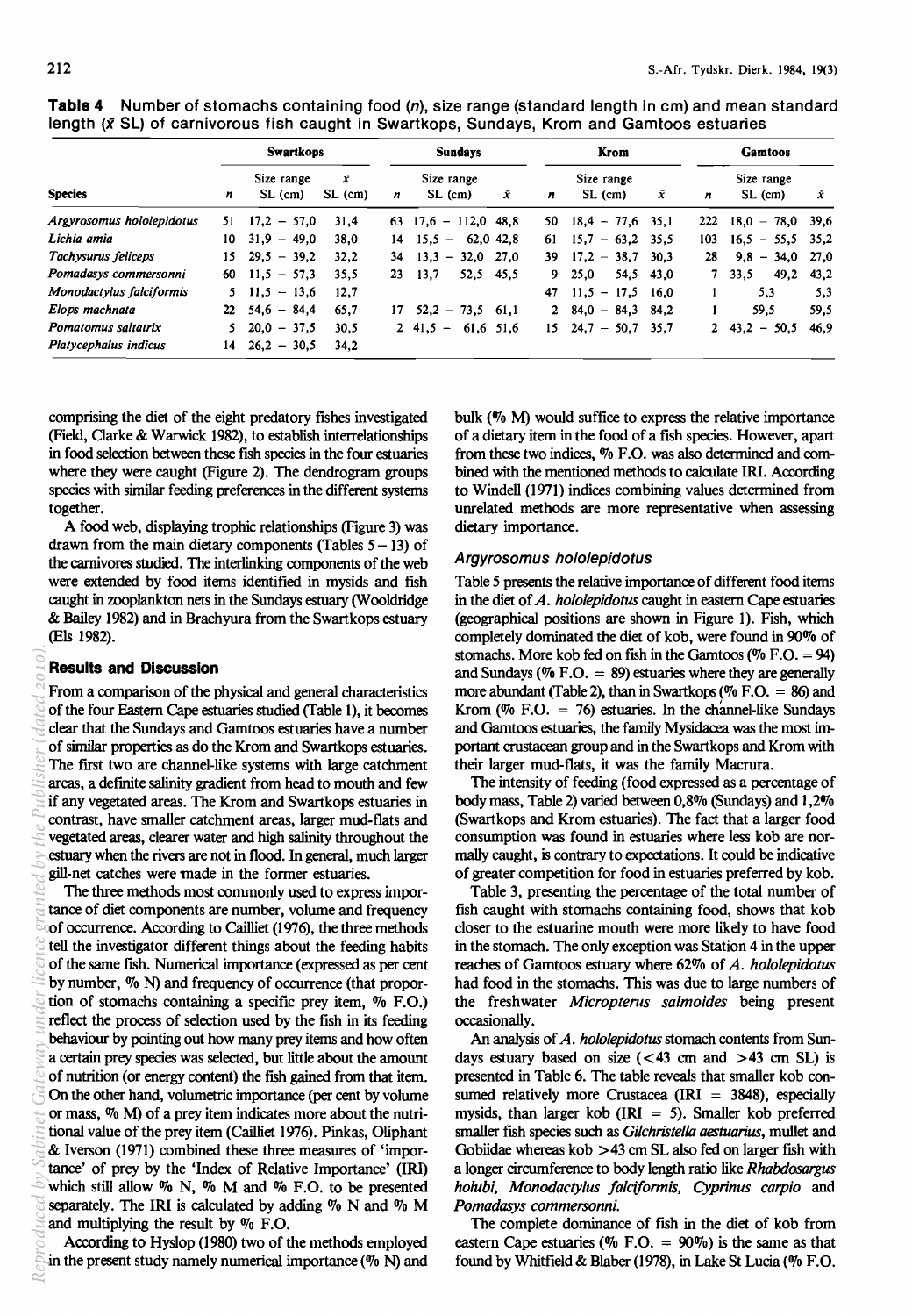**Table 4** Number of stomachs containing food (*n*), size range (standard length in cm) and mean standard length ($\bar{x}$ SL) of carnivorous fish caught in Swartkops, Sundays, Krom and Gamtoos estuaries

| | Swartkops | | | Sundays | | | Krom | | | Gamtoos | | |
|---|---|---|---|---|---|---|---|---|---|---|---|---|
| Species | *n* | Size range SL (cm) | $\bar{x}$ SL (cm) | *n* | Size range SL (cm) | $\bar{x}$ | *n* | Size range SL (cm) | $\bar{x}$ | *n* | Size range SL (cm) | $\bar{x}$ |
| *Argyrosomus hololepidotus* | 51 | 17,2 – 57,0 | 31,4 | 63 | 17,6 – 112,0 | 48,8 | 50 | 18,4 – 77,6 | 35,1 | 222 | 18,0 – 78,0 | 39,6 |
| *Lichia amia* | 10 | 31,9 – 49,0 | 38,0 | 14 | 15,5 – 62,0 | 42,8 | 61 | 15,7 – 63,2 | 35,5 | 103 | 16,5 – 55,5 | 35,2 |
| *Tachysurus feliceps* | 15 | 29,5 – 39,2 | 32,2 | 34 | 13,3 – 32,0 | 27,0 | 39 | 17,2 – 38,7 | 30,3 | 28 | 9,8 – 34,0 | 27,0 |
| *Pomadasys commersonni* | 60 | 11,5 – 57,3 | 35,5 | 23 | 13,7 – 52,5 | 45,5 | 9 | 25,0 – 54,5 | 43,0 | 7 | 33,5 – 49,2 | 43,2 |
| *Monodactylus falciformis* | 5 | 11,5 – 13,6 | 12,7 | | | | 47 | 11,5 – 17,5 | 16,0 | 1 | 5,3 | 5,3 |
| *Elops machnata* | 22 | 54,6 – 84,4 | 65,7 | 17 | 52,2 – 73,5 | 61,1 | 2 | 84,0 – 84,3 | 84,2 | 1 | 59,5 | 59,5 |
| *Pomatomus saltatrix* | 5 | 20,0 – 37,5 | 30,5 | 2 | 41,5 – 61,6 | 51,6 | 15 | 24,7 – 50,7 | 35,7 | 2 | 43,2 – 50,5 | 46,9 |
| *Platycephalus indicus* | 14 | 26,2 – 30,5 | 34,2 | | | | | | | | | |

comprising the diet of the eight predatory fishes investigated (Field, Clarke & Warwick 1982), to establish interrelationships in food selection between these fish species in the four estuaries where they were caught (Figure 2). The dendrogram groups species with similar feeding preferences in the different systems together.

A food web, displaying trophic relationships (Figure 3) was drawn from the main dietary components (Tables 5 – 13) of the carnivores studied. The interlinking components of the web were extended by food items identified in mysids and fish caught in zooplankton nets in the Sundays estuary (Wooldridge & Bailey 1982) and in Brachyura from the Swartkops estuary (Els 1982).

## Results and Discussion

From a comparison of the physical and general characteristics of the four Eastern Cape estuaries studied (Table 1), it becomes clear that the Sundays and Gamtoos estuaries have a number of similar properties as do the Krom and Swartkops estuaries. The first two are channel-like systems with large catchment areas, a definite salinity gradient from head to mouth and few if any vegetated areas. The Krom and Swartkops estuaries in contrast, have smaller catchment areas, larger mud-flats and vegetated areas, clearer water and high salinity throughout the estuary when the rivers are not in flood. In general, much larger gill-net catches were made in the former estuaries.

The three methods most commonly used to express importance of diet components are number, volume and frequency of occurrence. According to Cailliet (1976), the three methods tell the investigator different things about the feeding habits of the same fish. Numerical importance (expressed as per cent by number, % N) and frequency of occurrence (that proportion of stomachs containing a specific prey item, % F.O.) reflect the process of selection used by the fish in its feeding behaviour by pointing out how many prey items and how often a certain prey species was selected, but little about the amount of nutrition (or energy content) the fish gained from that item. On the other hand, volumetric importance (per cent by volume or mass, % M) of a prey item indicates more about the nutritional value of the prey item (Cailliet 1976). Pinkas, Oliphant & Iverson (1971) combined these three measures of 'importance' of prey by the 'Index of Relative Importance' (IRI) which still allow % N, % M and % F.O. to be presented separately. The IRI is calculated by adding % N and % M and multiplying the result by % F.O.

According to Hyslop (1980) two of the methods employed in the present study namely numerical importance (% N) and bulk (% M) would suffice to express the relative importance of a dietary item in the food of a fish species. However, apart from these two indices, % F.O. was also determined and combined with the mentioned methods to calculate IRI. According to Windell (1971) indices combining values determined from unrelated methods are more representative when assessing dietary importance.

### *Argyrosomus hololepidotus*

Table 5 presents the relative importance of different food items in the diet of *A. hololepidotus* caught in eastern Cape estuaries (geographical positions are shown in Figure 1). Fish, which completely dominated the diet of kob, were found in 90% of stomachs. More kob fed on fish in the Gamtoos (% F.O. = 94) and Sundays (% F.O. = 89) estuaries where they are generally more abundant (Table 2), than in Swartkops (% F.O. = 86) and Krom (% F.O. = 76) estuaries. In the channel-like Sundays and Gamtoos estuaries, the family Mysidacea was the most important crustacean group and in the Swartkops and Krom with their larger mud-flats, it was the family Macrura.

The intensity of feeding (food expressed as a percentage of body mass, Table 2) varied between 0,8% (Sundays) and 1,2% (Swartkops and Krom estuaries). The fact that a larger food consumption was found in estuaries where less kob are normally caught, is contrary to expectations. It could be indicative of greater competition for food in estuaries preferred by kob.

Table 3, presenting the percentage of the total number of fish caught with stomachs containing food, shows that kob closer to the estuarine mouth were more likely to have food in the stomach. The only exception was Station 4 in the upper reaches of Gamtoos estuary where 62% of *A. hololepidotus* had food in the stomachs. This was due to large numbers of the freshwater *Micropterus salmoides* being present occasionally.

An analysis of *A. hololepidotus* stomach contents from Sundays estuary based on size (<43 cm and >43 cm SL) is presented in Table 6. The table reveals that smaller kob consumed relatively more Crustacea (IRI = 3848), especially mysids, than larger kob (IRI = 5). Smaller kob preferred smaller fish species such as *Gilchristella aestuarius*, mullet and Gobiidae whereas kob >43 cm SL also fed on larger fish with a longer circumference to body length ratio like *Rhabdosargus holubi*, *Monodactylus falciformis*, *Cyprinus carpio* and *Pomadasys commersonni*.

The complete dominance of fish in the diet of kob from eastern Cape estuaries (% F.O. = 90%) is the same as that found by Whitfield & Blaber (1978), in Lake St Lucia (% F.O.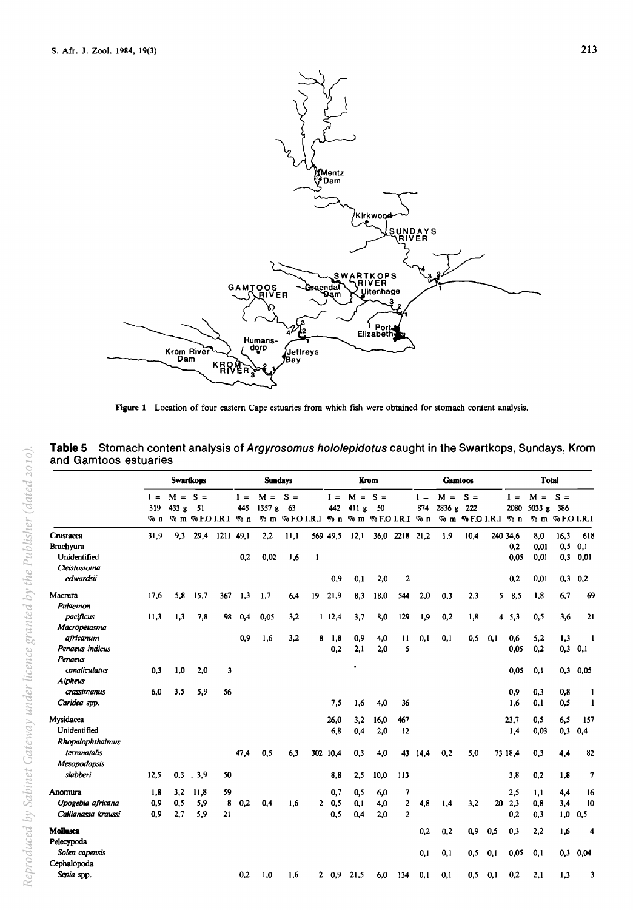Figure 1 Location of four eastern Cape estuaries from which fish were obtained for stomach content analysis.

**Table 5** Stomach content analysis of *Argyrosomus hololepidotus* caught in the Swartkops, Sundays, Krom and Gamtoos estuaries

| | Swartkops | | | | Sundays | | | | Krom | | | | Gamtoos | | | | Total | | | |
|---|---|---|---|---|---|---|---|---|---|---|---|---|---|---|---|---|---|---|---|---|
| | I = 319 | M = 433 g | S = 51 | | I = 445 | M = 1357 g | S = 63 | | I = 442 | M = 411 g | S = 50 | | I = 874 | M = 2836 g | S = 222 | | I = 2080 | M = 5033 g | S = 386 | |
| | % n | % m | % F.O | I.R.I | % n | % m | % F.O | I.R.I | % n | % m | % F.O | I.R.I | % n | % m | % F.O | I.R.I | % n | % m | % F.O | I.R.I |
| **Crustacea** | 31,9 | 9,3 | 29,4 | 1211 | 49,1 | 2,2 | 11,1 | 569 | 49,5 | 12,1 | 36,0 | 2218 | 21,2 | 1,9 | 10,4 | 240 | 34,6 | 8,0 | 16,3 | 618 |
| Brachyura | | | | | | | | | | | | | | | | | 0,2 | 0,01 | 0,5 | 0,1 |
| Unidentified | | | | | 0,2 | 0,02 | 1,6 | 1 | | | | | | | | | 0,05 | 0,01 | 0,3 | 0,01 |
| *Cleistostoma edwardsii* | | | | | | | | | 0,9 | 0,1 | 2,0 | 2 | | | | | 0,2 | 0,01 | 0,3 | 0,2 |
| Macrura | 17,6 | 5,8 | 15,7 | 367 | 1,3 | 1,7 | 6,4 | 19 | 21,9 | 8,3 | 18,0 | 544 | 2,0 | 0,3 | 2,3 | 5 | 8,5 | 1,8 | 6,7 | 69 |
| *Palaemon pacificus* | 11,3 | 1,3 | 7,8 | 98 | 0,4 | 0,05 | 3,2 | 1 | 12,4 | 3,7 | 8,0 | 129 | 1,9 | 0,2 | 1,8 | 4 | 5,3 | 0,5 | 3,6 | 21 |
| *Macropetasma africanum* | | | | | 0,9 | 1,6 | 3,2 | 8 | 1,8 | 0,9 | 4,0 | 11 | 0,1 | 0,1 | 0,5 | 0,1 | 0,6 | 5,2 | 1,3 | 1 |
| *Penaeus indicus* | | | | | | | | | 0,2 | 2,1 | 2,0 | 5 | | | | | 0,05 | 0,2 | 0,3 | 0,1 |
| *Penaeus canaliculatus* | 0,3 | 1,0 | 2,0 | 3 | | | | | | * | | | | | | | 0,05 | 0,1 | 0,3 | 0,05 |
| *Alpheus crassimanus* | 6,0 | 3,5 | 5,9 | 56 | | | | | | | | | | | | | 0,9 | 0,3 | 0,8 | 1 |
| *Caridea* spp. | | | | | | | | | 7,5 | 1,6 | 4,0 | 36 | | | | | 1,6 | 0,1 | 0,5 | 1 |
| Mysidacea | | | | | | | | | 26,0 | 3,2 | 16,0 | 467 | | | | | 23,7 | 0,5 | 6,5 | 157 |
| Unidentified | | | | | | | | | 6,8 | 0,4 | 2,0 | 12 | | | | | 1,4 | 0,03 | 0,3 | 0,4 |
| *Rhopalophthalmus terranatalis* | | | | | 47,4 | 0,5 | 6,3 | 302 | 10,4 | 0,3 | 4,0 | 43 | 14,4 | 0,2 | 5,0 | 73 | 18,4 | 0,3 | 4,4 | 82 |
| *Mesopodopsis slabberi* | 12,5 | 0,3 | 3,9 | 50 | | | | | 8,8 | 2,5 | 10,0 | 113 | | | | | 3,8 | 0,2 | 1,8 | 7 |
| Anomura | 1,8 | 3,2 | 11,8 | 59 | | | | | 0,7 | 0,5 | 6,0 | 7 | | | | | 2,5 | 1,1 | 4,4 | 16 |
| *Upogebia africana* | 0,9 | 0,5 | 5,9 | 8 | 0,2 | 0,4 | 1,6 | 2 | 0,5 | 0,1 | 4,0 | 2 | 4,8 | 1,4 | 3,2 | 20 | 2,3 | 0,8 | 3,4 | 10 |
| *Callianassa kraussi* | 0,9 | 2,7 | 5,9 | 21 | | | | | 0,5 | 0,4 | 2,0 | 2 | | | | | 0,2 | 0,3 | 1,0 | 0,5 |
| **Mollusca** | | | | | | | | | | | | | 0,2 | 0,2 | 0,9 | 0,5 | 0,3 | 2,2 | 1,6 | 4 |
| Pelecypoda | | | | | | | | | | | | | | | | | | | | |
| *Solen capensis* | | | | | | | | | | | | | 0,1 | 0,1 | 0,5 | 0,1 | 0,05 | 0,1 | 0,3 | 0,04 |
| Cephalopoda | | | | | | | | | | | | | | | | | | | | |
| *Sepia* spp. | | | | | 0,2 | 1,0 | 1,6 | 2 | 0,9 | 21,5 | 6,0 | 134 | 0,1 | 0,1 | 0,5 | 0,1 | 0,2 | 2,1 | 1,3 | 3 |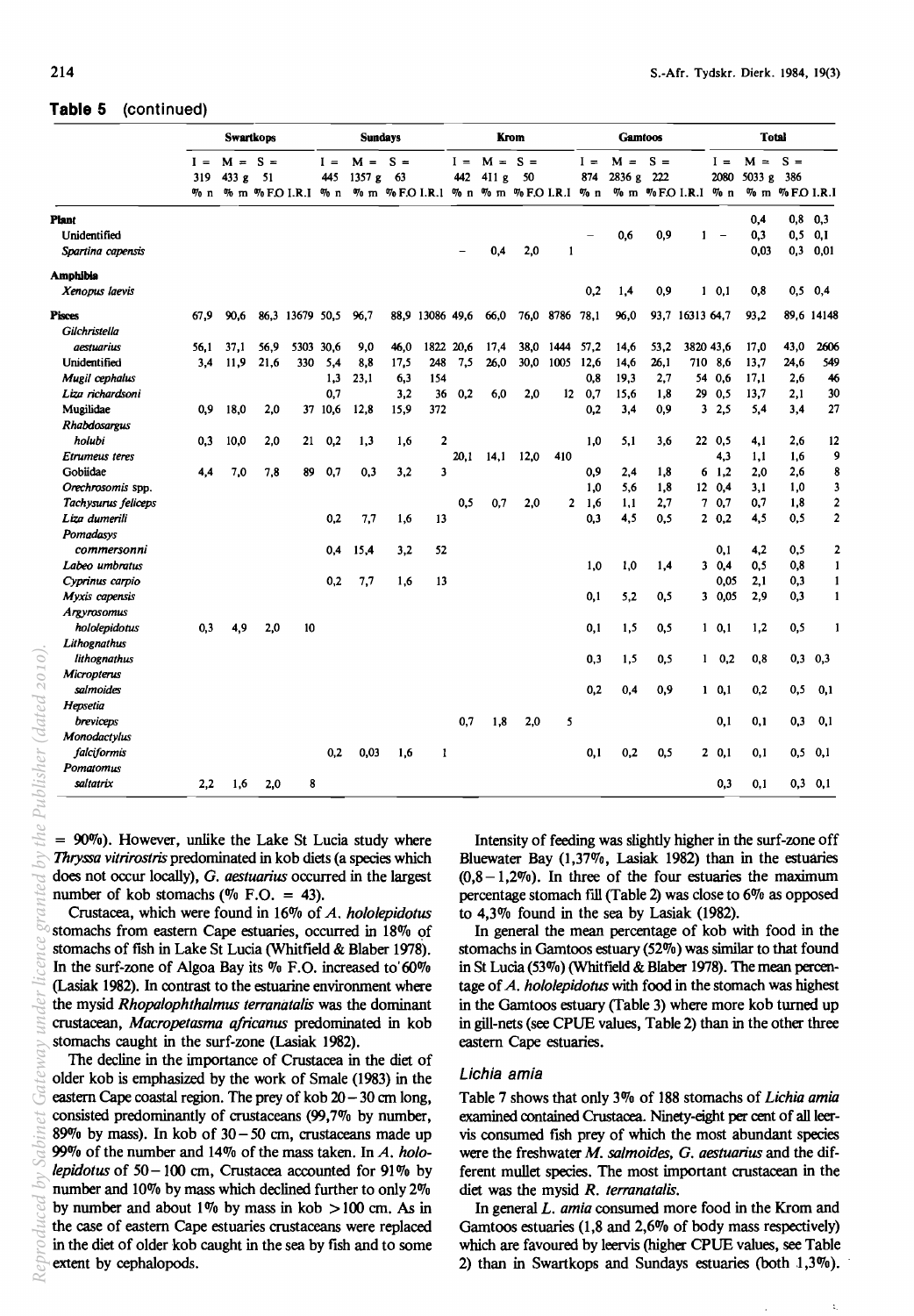**Table 5** (continued)

| | Swartkops | | | | Sundays | | | | Krom | | | | Gamtoos | | | | Total | | | |
|---|---|---|---|---|---|---|---|---|---|---|---|---|---|---|---|---|---|---|---|---|
| | I = 319 | M = 433 g | S = 51 | | I = 445 | M = 1357 g | S = 63 | | I = 442 | M = 411 g | S = 50 | | I = 874 | M = 2836 g | S = 222 | | I = 2080 | M = 5033 g | S = 386 | |
| | % n | % m | % F.O | I.R.I | % n | % m | % F.O | I.R.I | % n | % m | % F.O | I.R.I | % n | % m | % F.O | I.R.I | % n | % m | % F.O | I.R.I |
| **Plant** | | | | | | | | | | | | | | | | | | 0,4 | 0,8 | 0,3 |
| Unidentified | | | | | | | | | | | | | – | 0,6 | 0,9 | 1 | – | 0,3 | 0,5 | 0,1 |
| *Spartina capensis* | | | | | | | | | – | 0,4 | 2,0 | 1 | | | | | | 0,03 | 0,3 | 0,01 |
| **Amphibia** | | | | | | | | | | | | | | | | | | | | |
| *Xenopus laevis* | | | | | | | | | | | | | 0,2 | 1,4 | 0,9 | 1 | 0,1 | 0,8 | 0,5 | 0,4 |
| **Pisces** | 67,9 | 90,6 | 86,3 | 13679 | 50,5 | 96,7 | 88,9 | 13086 | 49,6 | 66,0 | 76,0 | 8786 | 78,1 | 96,0 | 93,7 | 16313 | 64,7 | 93,2 | 89,6 | 14148 |
| *Gilchristella aestuarius* | 56,1 | 37,1 | 56,9 | 5303 | 30,6 | 9,0 | 46,0 | 1822 | 20,6 | 17,4 | 38,0 | 1444 | 57,2 | 14,6 | 53,2 | 3820 | 43,6 | 17,0 | 43,0 | 2606 |
| Unidentified | 3,4 | 11,9 | 21,6 | 330 | 5,4 | 8,8 | 17,5 | 248 | 7,5 | 26,0 | 30,0 | 1005 | 12,6 | 14,6 | 26,1 | 710 | 8,6 | 13,7 | 24,6 | 549 |
| *Mugil cephalus* | | | | | 1,3 | 23,1 | 6,3 | 154 | | | | | 0,8 | 19,3 | 2,7 | 54 | 0,6 | 17,1 | 2,6 | 46 |
| *Liza richardsoni* | | | | | 0,7 | | 3,2 | 36 | 0,2 | 6,0 | 2,0 | 12 | 0,7 | 15,6 | 1,8 | 29 | 0,5 | 13,7 | 2,1 | 30 |
| Mugilidae | 0,9 | 18,0 | 2,0 | 37 | 10,6 | 12,8 | 15,9 | 372 | | | | | 0,2 | 3,4 | 0,9 | 3 | 2,5 | 5,4 | 3,4 | 27 |
| *Rhabdosargus holubi* | 0,3 | 10,0 | 2,0 | 21 | 0,2 | 1,3 | 1,6 | 2 | | | | | 1,0 | 5,1 | 3,6 | 22 | 0,5 | 4,1 | 2,6 | 12 |
| *Etrumeus teres* | | | | | | | | | 20,1 | 14,1 | 12,0 | 410 | | | | | 4,3 | 1,1 | 1,6 | 9 |
| Gobiidae | 4,4 | 7,0 | 7,8 | 89 | 0,7 | 0,3 | 3,2 | 3 | | | | | 0,9 | 2,4 | 1,8 | 6 | 1,2 | 2,0 | 2,6 | 8 |
| *Orechrosomis* spp. | | | | | | | | | | | | | 1,0 | 5,6 | 1,8 | 12 | 0,4 | 3,1 | 1,0 | 3 |
| *Tachysurus feliceps* | | | | | | | | | 0,5 | 0,7 | 2,0 | 2 | 1,6 | 1,1 | 2,7 | 7 | 0,7 | 0,7 | 1,8 | 2 |
| *Liza dumerili* | | | | | 0,2 | 7,7 | 1,6 | 13 | | | | | 0,3 | 4,5 | 0,5 | 2 | 0,2 | 4,5 | 0,5 | 2 |
| *Pomadasys commersonni* | | | | | 0,4 | 15,4 | 3,2 | 52 | | | | | | | | | 0,1 | 4,2 | 0,5 | 2 |
| *Labeo umbratus* | | | | | | | | | | | | | 1,0 | 1,0 | 1,4 | 3 | 0,4 | 0,5 | 0,8 | 1 |
| *Cyprinus carpio* | | | | | 0,2 | 7,7 | 1,6 | 13 | | | | | | | | | 0,05 | 2,1 | 0,3 | 1 |
| *Myxis capensis* | | | | | | | | | | | | | 0,1 | 5,2 | 0,5 | 3 | 0,05 | 2,9 | 0,3 | 1 |
| *Argyrosomus hololepidotus* | 0,3 | 4,9 | 2,0 | 10 | | | | | | | | | 0,1 | 1,5 | 0,5 | 1 | 0,1 | 1,2 | 0,5 | 1 |
| *Lithognathus lithognathus* | | | | | | | | | | | | | 0,3 | 1,5 | 0,5 | 1 | 0,2 | 0,8 | 0,3 | 0,3 |
| *Micropterus salmoides* | | | | | | | | | | | | | 0,2 | 0,4 | 0,9 | 1 | 0,1 | 0,2 | 0,5 | 0,1 |
| *Hepsetia breviceps* | | | | | | | | | 0,7 | 1,8 | 2,0 | 5 | | | | | 0,1 | 0,1 | 0,3 | 0,1 |
| *Monodactylus falciformis* | | | | | 0,2 | 0,03 | 1,6 | 1 | | | | | 0,1 | 0,2 | 0,5 | 2 | 0,1 | 0,1 | 0,5 | 0,1 |
| *Pomatomus saltatrix* | 2,2 | 1,6 | 2,0 | 8 | | | | | | | | | | | | | 0,3 | 0,1 | 0,3 | 0,1 |

= 90%). However, unlike the Lake St Lucia study where *Thryssa vitrirostris* predominated in kob diets (a species which does not occur locally), *G. aestuarius* occurred in the largest number of kob stomachs (% F.O. = 43).

Crustacea, which were found in 16% of *A. hololepidotus* stomachs from eastern Cape estuaries, occurred in 18% of stomachs of fish in Lake St Lucia (Whitfield & Blaber 1978). In the surf-zone of Algoa Bay its % F.O. increased to 60% (Lasiak 1982). In contrast to the estuarine environment where the mysid *Rhopalophthalmus terranatalis* was the dominant crustacean, *Macropetasma africanus* predominated in kob stomachs caught in the surf-zone (Lasiak 1982).

The decline in the importance of Crustacea in the diet of older kob is emphasized by the work of Smale (1983) in the eastern Cape coastal region. The prey of kob 20 – 30 cm long, consisted predominantly of crustaceans (99,7% by number, 89% by mass). In kob of 30 – 50 cm, crustaceans made up 99% of the number and 14% of the mass taken. In *A. hololepidotus* of 50 – 100 cm, Crustacea accounted for 91% by number and 10% by mass which declined further to only 2% by number and about 1% by mass in kob > 100 cm. As in the case of eastern Cape estuaries crustaceans were replaced in the diet of older kob caught in the sea by fish and to some extent by cephalopods.

Intensity of feeding was slightly higher in the surf-zone off Bluewater Bay (1,37%, Lasiak 1982) than in the estuaries (0,8 – 1,2%). In three of the four estuaries the maximum percentage stomach fill (Table 2) was close to 6% as opposed to 4,3% found in the sea by Lasiak (1982).

In general the mean percentage of kob with food in the stomachs in Gamtoos estuary (52%) was similar to that found in St Lucia (53%) (Whitfield & Blaber 1978). The mean percentage of *A. hololepidotus* with food in the stomach was highest in the Gamtoos estuary (Table 3) where more kob turned up in gill-nets (see CPUE values, Table 2) than in the other three eastern Cape estuaries.

### *Lichia amia*

Table 7 shows that only 3% of 188 stomachs of *Lichia amia* examined contained Crustacea. Ninety-eight per cent of all leervis consumed fish prey of which the most abundant species were the freshwater *M. salmoides*, *G. aestuarius* and the different mullet species. The most important crustacean in the diet was the mysid *R. terranatalis*.

In general *L. amia* consumed more food in the Krom and Gamtoos estuaries (1,8 and 2,6% of body mass respectively) which are favoured by leervis (higher CPUE values, see Table 2) than in Swartkops and Sundays estuaries (both 1,3%).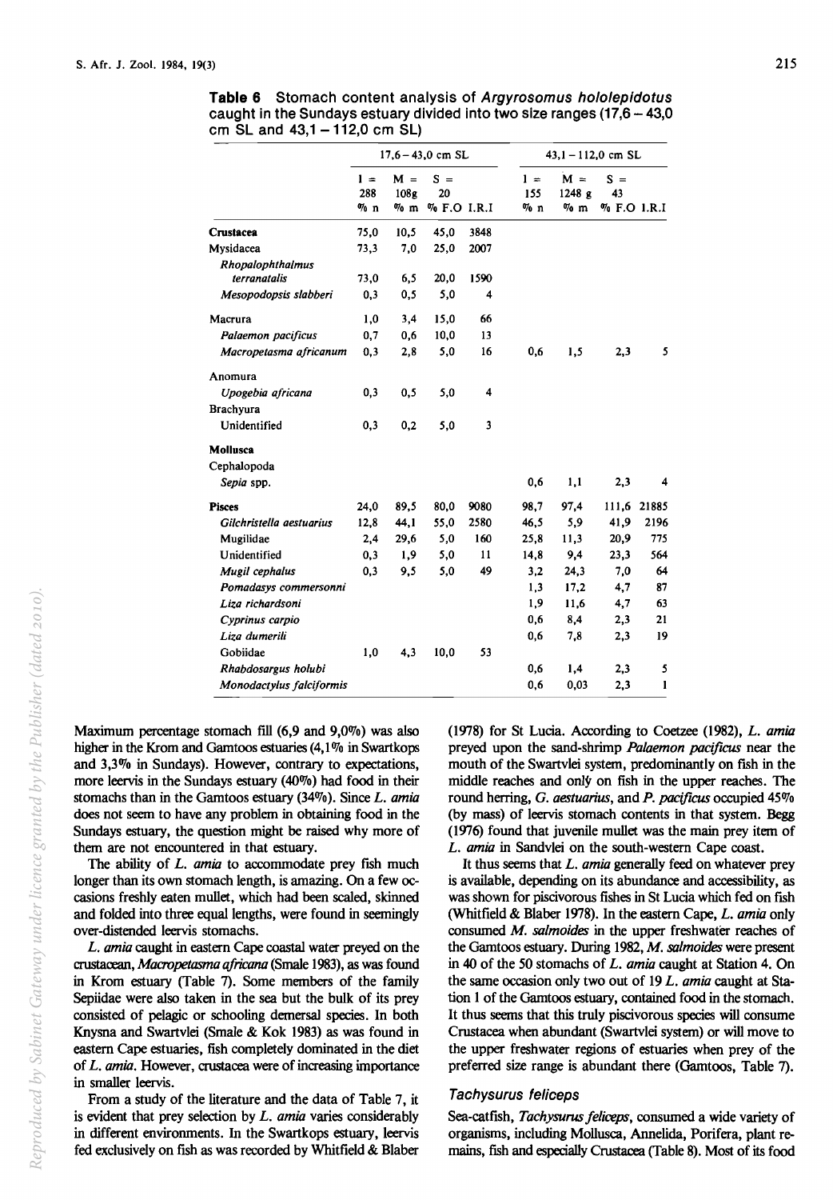**Table 6** Stomach content analysis of *Argyrosomus hololepidotus* caught in the Sundays estuary divided into two size ranges (17,6 – 43,0 cm SL and 43,1 – 112,0 cm SL)

| | 17,6 – 43,0 cm SL | | | | 43,1 – 112,0 cm SL | | | |
|---|---|---|---|---|---|---|---|---|
| | I = 288 % n | M = 108g % m | S = 20 % F.O | I.R.I | I = 155 % n | M = 1248 g % m | S = 43 % F.O | I.R.I |
| **Crustacea** | 75,0 | 10,5 | 45,0 | 3848 | | | | |
| Mysidacea | 73,3 | 7,0 | 25,0 | 2007 | | | | |
| *Rhopalophthalmus terranatalis* | 73,0 | 6,5 | 20,0 | 1590 | | | | |
| *Mesopodopsis slabberi* | 0,3 | 0,5 | 5,0 | 4 | | | | |
| Macrura | 1,0 | 3,4 | 15,0 | 66 | | | | |
| *Palaemon pacificus* | 0,7 | 0,6 | 10,0 | 13 | | | | |
| *Macropetasma africanum* | 0,3 | 2,8 | 5,0 | 16 | 0,6 | 1,5 | 2,3 | 5 |
| Anomura | | | | | | | | |
| *Upogebia africana* | 0,3 | 0,5 | 5,0 | 4 | | | | |
| Brachyura | | | | | | | | |
| Unidentified | 0,3 | 0,2 | 5,0 | 3 | | | | |
| **Mollusca** | | | | | | | | |
| Cephalopoda | | | | | | | | |
| *Sepia* spp. | | | | | 0,6 | 1,1 | 2,3 | 4 |
| **Pisces** | 24,0 | 89,5 | 80,0 | 9080 | 98,7 | 97,4 | 111,6 | 21885 |
| *Gilchristella aestuarius* | 12,8 | 44,1 | 55,0 | 2580 | 46,5 | 5,9 | 41,9 | 2196 |
| Mugilidae | 2,4 | 29,6 | 5,0 | 160 | 25,8 | 11,3 | 20,9 | 775 |
| Unidentified | 0,3 | 1,9 | 5,0 | 11 | 14,8 | 9,4 | 23,3 | 564 |
| *Mugil cephalus* | 0,3 | 9,5 | 5,0 | 49 | 3,2 | 24,3 | 7,0 | 64 |
| *Pomadasys commersonni* | | | | | 1,3 | 17,2 | 4,7 | 87 |
| *Liza richardsoni* | | | | | 1,9 | 11,6 | 4,7 | 63 |
| *Cyprinus carpio* | | | | | 0,6 | 8,4 | 2,3 | 21 |
| *Liza dumerili* | | | | | 0,6 | 7,8 | 2,3 | 19 |
| Gobiidae | 1,0 | 4,3 | 10,0 | 53 | | | | |
| *Rhabdosargus holubi* | | | | | 0,6 | 1,4 | 2,3 | 5 |
| *Monodactylus falciformis* | | | | | 0,6 | 0,03 | 2,3 | 1 |

Maximum percentage stomach fill (6,9 and 9,0%) was also higher in the Krom and Gamtoos estuaries (4,1% in Swartkops and 3,3% in Sundays). However, contrary to expectations, more leervis in the Sundays estuary (40%) had food in their stomachs than in the Gamtoos estuary (34%). Since *L. amia* does not seem to have any problem in obtaining food in the Sundays estuary, the question might be raised why more of them are not encountered in that estuary.

The ability of *L. amia* to accommodate prey fish much longer than its own stomach length, is amazing. On a few occasions freshly eaten mullet, which had been scaled, skinned and folded into three equal lengths, were found in seemingly over-distended leervis stomachs.

*L. amia* caught in eastern Cape coastal water preyed on the crustacean, *Macropetasma africana* (Smale 1983), as was found in Krom estuary (Table 7). Some members of the family Sepiidae were also taken in the sea but the bulk of its prey consisted of pelagic or schooling demersal species. In both Knysna and Swartvlei (Smale & Kok 1983) as was found in eastern Cape estuaries, fish completely dominated in the diet of *L. amia*. However, crustacea were of increasing importance in smaller leervis.

From a study of the literature and the data of Table 7, it is evident that prey selection by *L. amia* varies considerably in different environments. In the Swartkops estuary, leervis fed exclusively on fish as was recorded by Whitfield & Blaber (1978) for St Lucia. According to Coetzee (1982), *L. amia* preyed upon the sand-shrimp *Palaemon pacificus* near the mouth of the Swartvlei system, predominantly on fish in the middle reaches and only on fish in the upper reaches. The round herring, *G. aestuarius*, and *P. pacificus* occupied 45% (by mass) of leervis stomach contents in that system. Begg (1976) found that juvenile mullet was the main prey item of *L. amia* in Sandvlei on the south-western Cape coast.

It thus seems that *L. amia* generally feed on whatever prey is available, depending on its abundance and accessibility, as was shown for piscivorous fishes in St Lucia which fed on fish (Whitfield & Blaber 1978). In the eastern Cape, *L. amia* only consumed *M. salmoides* in the upper freshwater reaches of the Gamtoos estuary. During 1982, *M. salmoides* were present in 40 of the 50 stomachs of *L. amia* caught at Station 4. On the same occasion only two out of 19 *L. amia* caught at Station 1 of the Gamtoos estuary, contained food in the stomach. It thus seems that this truly piscivorous species will consume Crustacea when abundant (Swartvlei system) or will move to the upper freshwater regions of estuaries when prey of the preferred size range is abundant there (Gamtoos, Table 7).

### *Tachysurus feliceps*

Sea-catfish, *Tachysurus feliceps*, consumed a wide variety of organisms, including Mollusca, Annelida, Porifera, plant remains, fish and especially Crustacea (Table 8). Most of its food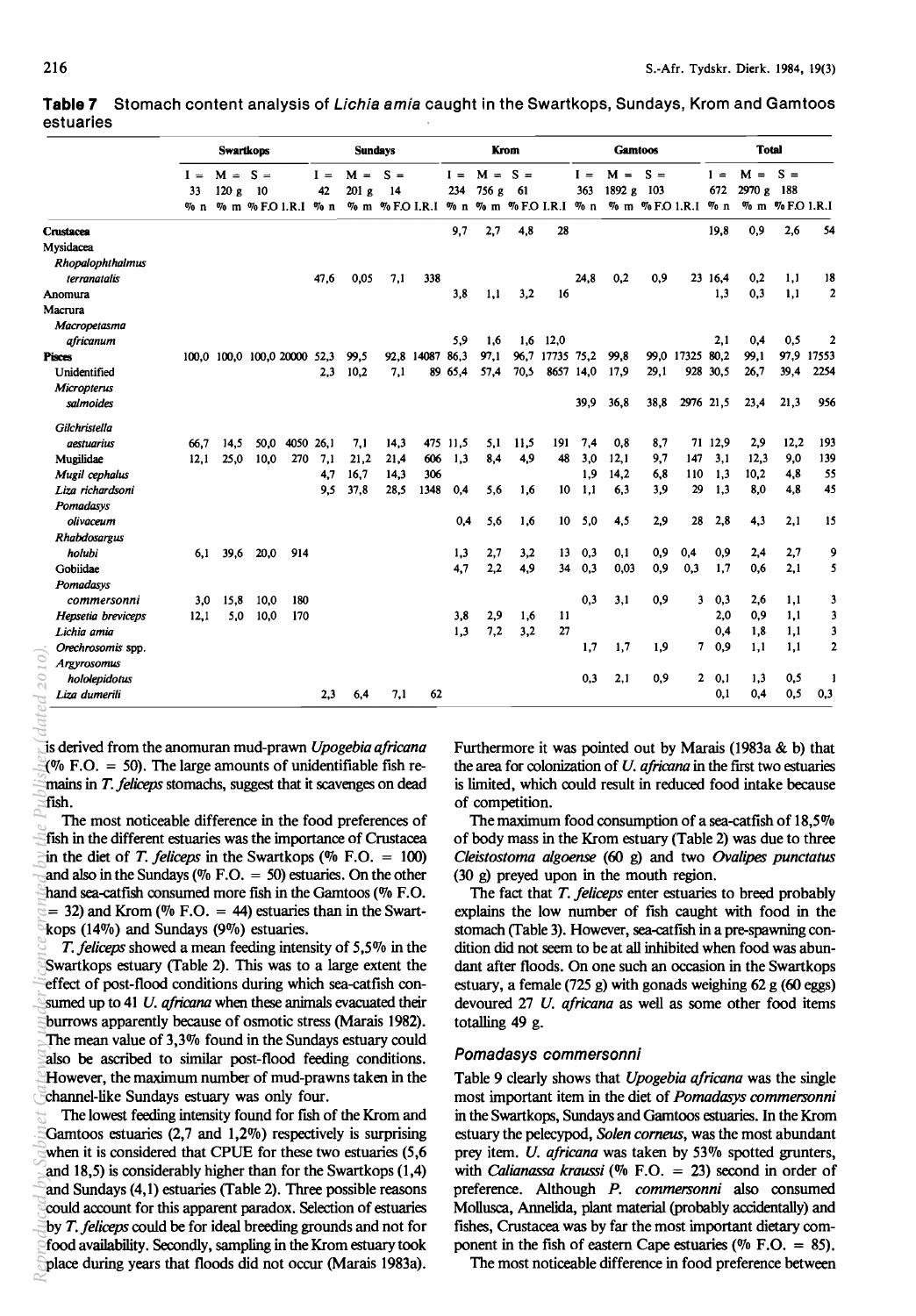**Table 7** Stomach content analysis of *Lichia amia* caught in the Swartkops, Sundays, Krom and Gamtoos estuaries

| | Swartkops | | | | Sundays | | | | Krom | | | | Gamtoos | | | | Total | | | |
|---|---|---|---|---|---|---|---|---|---|---|---|---|---|---|---|---|---|---|---|---|
| | I = 33 | M = 120 g | S = 10 | | I = 42 | M = 201 g | S = 14 | | I = 234 | M = 756 g | S = 61 | | I = 363 | M = 1892 g | S = 103 | | I = 672 | M = 2970 g | S = 188 | |
| | % n | % m | % F.O | I.R.I | % n | % m | % F.O | I.R.I | % n | % m | % F.O | I.R.I | % n | % m | % F.O | I.R.I | % n | % m | % F.O | I.R.I |
| **Crustacea** | | | | | | | | | 9,7 | 2,7 | 4,8 | 28 | | | | | 19,8 | 0,9 | 2,6 | 54 |
| Mysidacea | | | | | | | | | | | | | | | | | | | | |
| *Rhopalophthalmus terranatalis* | | | | | 47,6 | 0,05 | 7,1 | 338 | | | | | 24,8 | 0,2 | 0,9 | 23 | 16,4 | 0,2 | 1,1 | 18 |
| Anomura | | | | | | | | | 3,8 | 1,1 | 3,2 | 16 | | | | | 1,3 | 0,3 | 1,1 | 2 |
| Macrura | | | | | | | | | | | | | | | | | | | | |
| *Macropetasma africanum* | | | | | | | | | 5,9 | 1,6 | 1,6 | 12,0 | | | | | 2,1 | 0,4 | 0,5 | 2 |
| **Pisces** | 100,0 | 100,0 | 100,0 | 20000 | 52,3 | 99,5 | 92,8 | 14087 | 86,3 | 97,1 | 96,7 | 17735 | 75,2 | 99,8 | 99,0 | 17325 | 80,2 | 99,1 | 97,9 | 17553 |
| Unidentified | | | | | 2,3 | 10,2 | 7,1 | 89 | 65,4 | 57,4 | 70,5 | 8657 | 14,0 | 17,9 | 29,1 | 928 | 30,5 | 26,7 | 39,4 | 2254 |
| *Micropterus salmoides* | | | | | | | | | | | | | 39,9 | 36,8 | 38,8 | 2976 | 21,5 | 23,4 | 21,3 | 956 |
| *Gilchristella aestuarius* | 66,7 | 14,5 | 50,0 | 4050 | 26,1 | 7,1 | 14,3 | 475 | 11,5 | 5,1 | 11,5 | 191 | 7,4 | 0,8 | 8,7 | 71 | 12,9 | 2,9 | 12,2 | 193 |
| Mugilidae | 12,1 | 25,0 | 10,0 | 270 | 7,1 | 21,2 | 21,4 | 606 | 1,3 | 8,4 | 4,9 | 48 | 3,0 | 12,1 | 9,7 | 147 | 3,1 | 12,3 | 9,0 | 139 |
| *Mugil cephalus* | | | | | 4,7 | 16,7 | 14,3 | 306 | | | | | 1,9 | 14,2 | 6,8 | 110 | 1,3 | 10,2 | 4,8 | 55 |
| *Liza richardsoni* | | | | | 9,5 | 37,8 | 28,5 | 1348 | 0,4 | 5,6 | 1,6 | 10 | 1,1 | 6,3 | 3,9 | 29 | 1,3 | 8,0 | 4,8 | 45 |
| *Pomadasys olivaceum* | | | | | | | | | 0,4 | 5,6 | 1,6 | 10 | 5,0 | 4,5 | 2,9 | 28 | 2,8 | 4,3 | 2,1 | 15 |
| *Rhabdosargus holubi* | 6,1 | 39,6 | 20,0 | 914 | | | | | 1,3 | 2,7 | 3,2 | 13 | 0,3 | 0,1 | 0,9 | 0,4 | 0,9 | 2,4 | 2,7 | 9 |
| Gobiidae | | | | | | | | | 4,7 | 2,2 | 4,9 | 34 | 0,3 | 0,03 | 0,9 | 0,3 | 1,7 | 0,6 | 2,1 | 5 |
| *Pomadasys commersonni* | 3,0 | 15,8 | 10,0 | 180 | | | | | | | | | 0,3 | 3,1 | 0,9 | 3 | 0,3 | 2,6 | 1,1 | 3 |
| *Hepsetia breviceps* | 12,1 | 5,0 | 10,0 | 170 | | | | | 3,8 | 2,9 | 1,6 | 11 | | | | | 2,0 | 0,9 | 1,1 | 3 |
| *Lichia amia* | | | | | | | | | 1,3 | 7,2 | 3,2 | 27 | | | | | 0,4 | 1,8 | 1,1 | 3 |
| *Orechrosomis* spp. | | | | | | | | | | | | | 1,7 | 1,7 | 1,9 | 7 | 0,9 | 1,1 | 1,1 | 2 |
| *Argyrosomus hololepidotus* | | | | | | | | | | | | | 0,3 | 2,1 | 0,9 | 2 | 0,1 | 1,3 | 0,5 | 1 |
| *Liza dumerili* | | | | | 2,3 | 6,4 | 7,1 | 62 | | | | | | | | | 0,1 | 0,4 | 0,5 | 0,3 |

is derived from the anomuran mud-prawn *Upogebia africana* (% F.O. = 50). The large amounts of unidentifiable fish remains in *T. feliceps* stomachs, suggest that it scavenges on dead fish.

The most noticeable difference in the food preferences of fish in the different estuaries was the importance of Crustacea in the diet of *T. feliceps* in the Swartkops (% F.O. = 100) and also in the Sundays (% F.O. = 50) estuaries. On the other hand sea-catfish consumed more fish in the Gamtoos (% F.O. = 32) and Krom (% F.O. = 44) estuaries than in the Swartkops (14%) and Sundays (9%) estuaries.

*T. feliceps* showed a mean feeding intensity of 5,5% in the Swartkops estuary (Table 2). This was to a large extent the effect of post-flood conditions during which sea-catfish consumed up to 41 *U. africana* when these animals evacuated their burrows apparently because of osmotic stress (Marais 1982). The mean value of 3,3% found in the Sundays estuary could also be ascribed to similar post-flood feeding conditions. However, the maximum number of mud-prawns taken in the channel-like Sundays estuary was only four.

The lowest feeding intensity found for fish of the Krom and Gamtoos estuaries (2,7 and 1,2%) respectively is surprising when it is considered that CPUE for these two estuaries (5,6 and 18,5) is considerably higher than for the Swartkops (1,4) and Sundays (4,1) estuaries (Table 2). Three possible reasons could account for this apparent paradox. Selection of estuaries by *T. feliceps* could be for ideal breeding grounds and not for food availability. Secondly, sampling in the Krom estuary took place during years that floods did not occur (Marais 1983a). Furthermore it was pointed out by Marais (1983a & b) that the area for colonization of *U. africana* in the first two estuaries is limited, which could result in reduced food intake because of competition.

The maximum food consumption of a sea-catfish of 18,5% of body mass in the Krom estuary (Table 2) was due to three *Cleistostoma algoense* (60 g) and two *Ovalipes punctatus* (30 g) preyed upon in the mouth region.

The fact that *T. feliceps* enter estuaries to breed probably explains the low number of fish caught with food in the stomach (Table 3). However, sea-catfish in a pre-spawning condition did not seem to be at all inhibited when food was abundant after floods. On one such an occasion in the Swartkops estuary, a female (725 g) with gonads weighing 62 g (60 eggs) devoured 27 *U. africana* as well as some other food items totalling 49 g.

### *Pomadasys commersonni*

Table 9 clearly shows that *Upogebia africana* was the single most important item in the diet of *Pomadasys commersonni* in the Swartkops, Sundays and Gamtoos estuaries. In the Krom estuary the pelecypod, *Solen corneus*, was the most abundant prey item. *U. africana* was taken by 53% spotted grunters, with *Calianassa kraussi* (% F.O. = 23) second in order of preference. Although *P. commersonni* also consumed Mollusca, Annelida, plant material (probably accidentally) and fishes, Crustacea was by far the most important dietary component in the fish of eastern Cape estuaries (% F.O. = 85).

The most noticeable difference in food preference between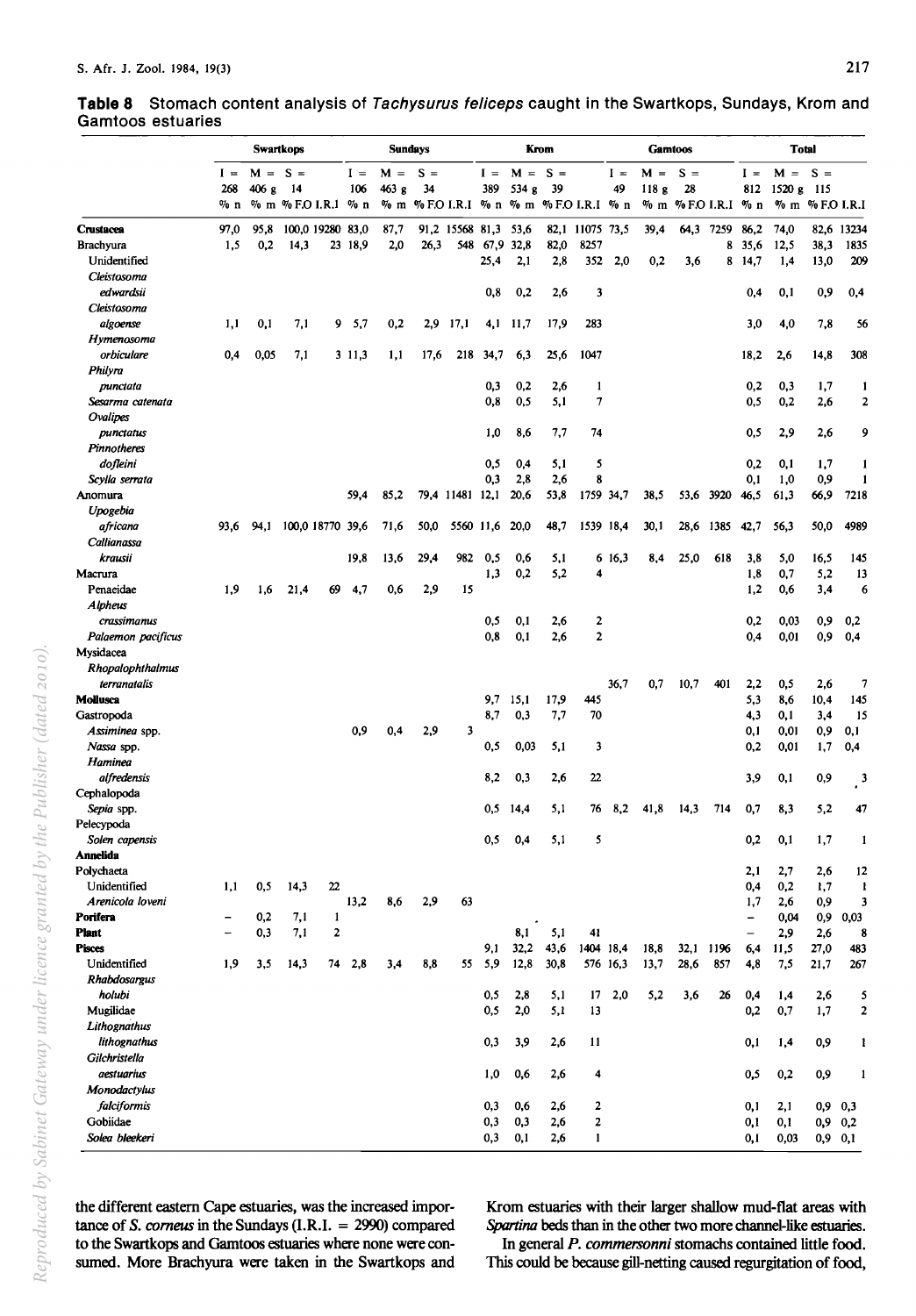**Table 8** Stomach content analysis of *Tachysurus feliceps* caught in the Swartkops, Sundays, Krom and Gamtoos estuaries

| | Swartkops | | | | Sundays | | | | Krom | | | | Gamtoos | | | | Total | | | |
|---|---|---|---|---|---|---|---|---|---|---|---|---|---|---|---|---|---|---|---|---|
| | I = 268 | M = 406 g | S = 14 | | I = 106 | M = 463 g | S = 34 | | I = 389 | M = 534 g | S = 39 | | I = 49 | M = 118 g | S = 28 | | I = 812 | M = 1520 g | S = 115 | |
| | % n | % m | % F.O | I.R.I | % n | % m | % F.O | I.R.I | % n | % m | % F.O | I.R.I | % n | % m | % F.O | I.R.I | % n | % m | % F.O | I.R.I |
| **Crustacea** | 97,0 | 95,8 | 100,0 | 19280 | 83,0 | 87,7 | 91,2 | 15568 | 81,3 | 53,6 | 82,1 | 11075 | 73,5 | 39,4 | 64,3 | 7259 | 86,2 | 74,0 | 82,6 | 13234 |
| Brachyura | 1,5 | 0,2 | 14,3 | 23 | 18,9 | 2,0 | 26,3 | 548 | 67,9 | 32,8 | 82,0 | 8257 | | | | 8 | 35,6 | 12,5 | 38,3 | 1835 |
| Unidentified | | | | | | | | | 25,4 | 2,1 | 2,8 | 352 | 2,0 | 0,2 | 3,6 | 8 | 14,7 | 1,4 | 13,0 | 209 |
| *Cleistosoma edwardsii* | | | | | | | | | 0,8 | 0,2 | 2,6 | 3 | | | | | 0,4 | 0,1 | 0,9 | 0,4 |
| *Cleistosoma algoense* | 1,1 | 0,1 | 7,1 | 9 | 5,7 | 0,2 | 2,9 | 17,1 | 4,1 | 11,7 | 17,9 | 283 | | | | | 3,0 | 4,0 | 7,8 | 56 |
| *Hymenosoma orbiculare* | 0,4 | 0,05 | 7,1 | 3 | 11,3 | 1,1 | 17,6 | 218 | 34,7 | 6,3 | 25,6 | 1047 | | | | | 18,2 | 2,6 | 14,8 | 308 |
| *Philyra punctata* | | | | | | | | | 0,3 | 0,2 | 2,6 | 1 | | | | | 0,2 | 0,3 | 1,7 | 1 |
| *Sesarma catenata* | | | | | | | | | 0,8 | 0,5 | 5,1 | 7 | | | | | 0,5 | 0,2 | 2,6 | 2 |
| *Ovalipes punctatus* | | | | | | | | | 1,0 | 8,6 | 7,7 | 74 | | | | | 0,5 | 2,9 | 2,6 | 9 |
| *Pinnotheres dofleini* | | | | | | | | | 0,5 | 0,4 | 5,1 | 5 | | | | | 0,2 | 0,1 | 1,7 | 1 |
| *Scylla serrata* | | | | | | | | | 0,3 | 2,8 | 2,6 | 8 | | | | | 0,1 | 1,0 | 0,9 | 1 |
| Anomura | | | | | 59,4 | 85,2 | 79,4 | 11481 | 12,1 | 20,6 | 53,8 | 1759 | 34,7 | 38,5 | 53,6 | 3920 | 46,5 | 61,3 | 66,9 | 7218 |
| *Upogebia africana* | 93,6 | 94,1 | 100,0 | 18770 | 39,6 | 71,6 | 50,0 | 5560 | 11,6 | 20,0 | 48,7 | 1539 | 18,4 | 30,1 | 28,6 | 1385 | 42,7 | 56,3 | 50,0 | 4989 |
| *Callianassa kraussi* | | | | | 19,8 | 13,6 | 29,4 | 982 | 0,5 | 0,6 | 5,1 | 6 | 16,3 | 8,4 | 25,0 | 618 | 3,8 | 5,0 | 16,5 | 145 |
| Macrura | | | | | | | | | 1,3 | 0,2 | 5,2 | 4 | | | | | 1,8 | 0,7 | 5,2 | 13 |
| Penaeidae | 1,9 | 1,6 | 21,4 | 69 | 4,7 | 0,6 | 2,9 | 15 | | | | | | | | | 1,2 | 0,6 | 3,4 | 6 |
| *Alpheus crassimanus* | | | | | | | | | 0,5 | 0,1 | 2,6 | 2 | | | | | 0,2 | 0,03 | 0,9 | 0,2 |
| *Palaemon pacificus* | | | | | | | | | 0,8 | 0,1 | 2,6 | 2 | | | | | 0,4 | 0,01 | 0,9 | 0,4 |
| Mysidacea | | | | | | | | | | | | | | | | | | | | |
| *Rhopalophthalmus terranatalis* | | | | | | | | | | | | | 36,7 | 0,7 | 10,7 | 401 | 2,2 | 0,5 | 2,6 | 7 |
| **Mollusca** | | | | | | | | | 9,7 | 15,1 | 17,9 | 445 | | | | | 5,3 | 8,6 | 10,4 | 145 |
| Gastropoda | | | | | | | | | 8,7 | 0,3 | 7,7 | 70 | | | | | 4,3 | 0,1 | 3,4 | 15 |
| *Assiminea* spp. | | | | | 0,9 | 0,4 | 2,9 | 3 | | | | | | | | | 0,1 | 0,01 | 0,9 | 0,1 |
| *Nassa* spp. | | | | | | | | | 0,5 | 0,03 | 5,1 | 3 | | | | | 0,2 | 0,01 | 1,7 | 0,4 |
| *Haminea alfredensis* | | | | | | | | | 8,2 | 0,3 | 2,6 | 22 | | | | | 3,9 | 0,1 | 0,9 | 3 |
| Cephalopoda | | | | | | | | | | | | | | | | | | | | |
| *Sepia* spp. | | | | | | | | | 0,5 | 14,4 | 5,1 | 76 | 8,2 | 41,8 | 14,3 | 714 | 0,7 | 8,3 | 5,2 | 47 |
| Pelecypoda | | | | | | | | | | | | | | | | | | | | |
| *Solen capensis* | | | | | | | | | 0,5 | 0,4 | 5,1 | 5 | | | | | 0,2 | 0,1 | 1,7 | 1 |
| **Annelida** | | | | | | | | | | | | | | | | | | | | |
| Polychaeta | | | | | | | | | | | | | | | | | 2,1 | 2,7 | 2,6 | 12 |
| Unidentified | 1,1 | 0,5 | 14,3 | 22 | | | | | | | | | | | | | 0,4 | 0,2 | 1,7 | 1 |
| *Arenicola loveni* | | | | | 13,2 | 8,6 | 2,9 | 63 | | | | | | | | | 1,7 | 2,6 | 0,9 | 3 |
| **Porifera** | – | 0,2 | 7,1 | 1 | | | | | | | | | | | | | – | 0,04 | 0,9 | 0,03 |
| **Plant** | – | 0,3 | 7,1 | 2 | | | | | | 8,1 | 5,1 | 41 | | | | | – | 2,9 | 2,6 | 8 |
| **Pisces** | | | | | | | | | 9,1 | 32,2 | 43,6 | 1404 | 18,4 | 18,8 | 32,1 | 1196 | 6,4 | 11,5 | 27,0 | 483 |
| Unidentified | 1,9 | 3,5 | 14,3 | 74 | 2,8 | 3,4 | 8,8 | 55 | 5,9 | 12,8 | 30,8 | 576 | 16,3 | 13,7 | 28,6 | 857 | 4,8 | 7,5 | 21,7 | 267 |
| *Rhabdosargus holubi* | | | | | | | | | 0,5 | 2,8 | 5,1 | 17 | 2,0 | 5,2 | 3,6 | 26 | 0,4 | 1,4 | 2,6 | 5 |
| Mugilidae | | | | | | | | | 0,5 | 2,0 | 5,1 | 13 | | | | | 0,2 | 0,7 | 1,7 | 2 |
| *Lithognathus lithognathus* | | | | | | | | | 0,3 | 3,9 | 2,6 | 11 | | | | | 0,1 | 1,4 | 0,9 | 1 |
| *Gilchristella aestuarius* | | | | | | | | | 1,0 | 0,6 | 2,6 | 4 | | | | | 0,5 | 0,2 | 0,9 | 1 |
| *Monodactylus falciformis* | | | | | | | | | 0,3 | 0,6 | 2,6 | 2 | | | | | 0,1 | 2,1 | 0,9 | 0,3 |
| Gobiidae | | | | | | | | | 0,3 | 0,3 | 2,6 | 2 | | | | | 0,1 | 0,1 | 0,9 | 0,2 |
| *Solea bleekeri* | | | | | | | | | 0,3 | 0,1 | 2,6 | 1 | | | | | 0,1 | 0,03 | 0,9 | 0,1 |

the different eastern Cape estuaries, was the increased importance of *S. corneus* in the Sundays (I.R.I. = 2990) compared to the Swartkops and Gamtoos estuaries where none were consumed. More Brachyura were taken in the Swartkops and Krom estuaries with their larger shallow mud-flat areas with *Spartina* beds than in the other two more channel-like estuaries.

In general *P. commersonni* stomachs contained little food. This could be because gill-netting caused regurgitation of food,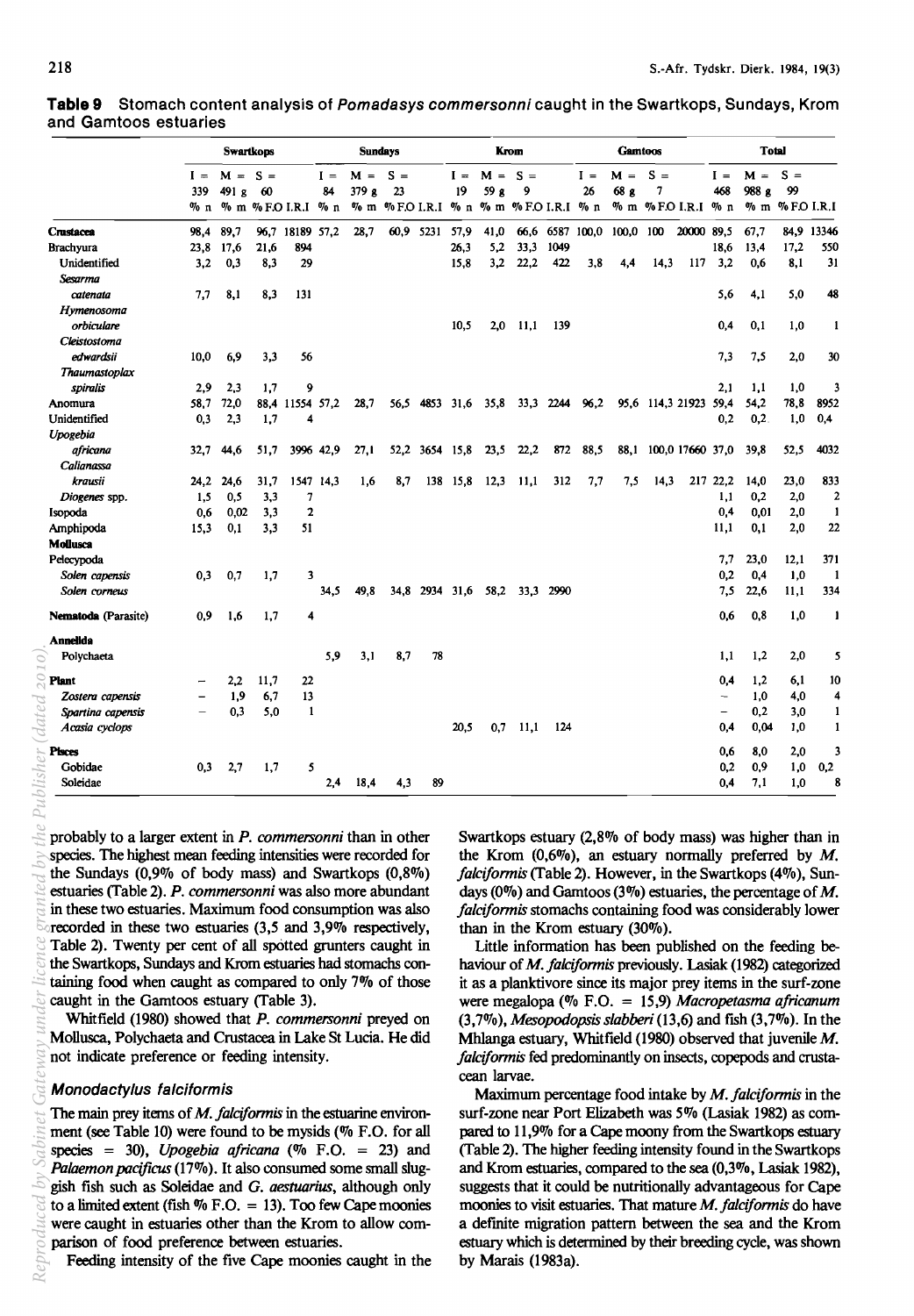**Table 9** Stomach content analysis of *Pomadasys commersonni* caught in the Swartkops, Sundays, Krom and Gamtoos estuaries

| | Swartkops | | | | Sundays | | | | Krom | | | | Gamtoos | | | | Total | | | |
|---|---|---|---|---|---|---|---|---|---|---|---|---|---|---|---|---|---|---|---|---|
| | I = 339 | M = 491 g | S = 60 | | I = 84 | M = 379 g | S = 23 | | I = 19 | M = 59 g | S = 9 | | I = 26 | M = 68 g | S = 7 | | I = 468 | M = 988 g | S = 99 | |
| | % n | % m | % F.O | I.R.I | % n | % m | % F.O | I.R.I | % n | % m | % F.O | I.R.I | % n | % m | % F.O | I.R.I | % n | % m | % F.O | I.R.I |
| **Crustacea** | 98,4 | 89,7 | 96,7 | 18189 | 57,2 | 28,7 | 60,9 | 5231 | 57,9 | 41,0 | 66,6 | 6587 | 100,0 | 100,0 | 100 | 20000 | 89,5 | 67,7 | 84,9 | 13346 |
| Brachyura | 23,8 | 17,6 | 21,6 | 894 | | | | | 26,3 | 5,2 | 33,3 | 1049 | | | | | 18,6 | 13,4 | 17,2 | 550 |
| Unidentified | 3,2 | 0,3 | 8,3 | 29 | | | | | 15,8 | 3,2 | 22,2 | 422 | 3,8 | 4,4 | 14,3 | 117 | 3,2 | 0,6 | 8,1 | 31 |
| *Sesarma catenata* | 7,7 | 8,1 | 8,3 | 131 | | | | | | | | | | | | | 5,6 | 4,1 | 5,0 | 48 |
| *Hymenosoma orbiculare* | | | | | | | | | 10,5 | 2,0 | 11,1 | 139 | | | | | 0,4 | 0,1 | 1,0 | 1 |
| *Cleistostoma edwardsii* | 10,0 | 6,9 | 3,3 | 56 | | | | | | | | | | | | | 7,3 | 7,5 | 2,0 | 30 |
| *Thaumastoplax spiralis* | 2,9 | 2,3 | 1,7 | 9 | | | | | | | | | | | | | 2,1 | 1,1 | 1,0 | 3 |
| Anomura | 58,7 | 72,0 | 88,4 | 11554 | 57,2 | 28,7 | 56,5 | 4853 | 31,6 | 35,8 | 33,3 | 2244 | 96,2 | 95,6 | 114,3 | 21923 | 59,4 | 54,2 | 78,8 | 8952 |
| Unidentified | 0,3 | 2,3 | 1,7 | 4 | | | | | | | | | | | | | 0,2 | 0,2 | 1,0 | 0,4 |
| *Upogebia africana* | 32,7 | 44,6 | 51,7 | 3996 | 42,9 | 27,1 | 52,2 | 3654 | 15,8 | 23,5 | 22,2 | 872 | 88,5 | 88,1 | 100,0 | 17660 | 37,0 | 39,8 | 52,5 | 4032 |
| *Callianassa kraussii* | 24,2 | 24,6 | 31,7 | 1547 | 14,3 | 1,6 | 8,7 | 138 | 15,8 | 12,3 | 11,1 | 312 | 7,7 | 7,5 | 14,3 | 217 | 22,2 | 14,0 | 23,0 | 833 |
| *Diogenes* spp. | 1,5 | 0,5 | 3,3 | 7 | | | | | | | | | | | | | 1,1 | 0,2 | 2,0 | 2 |
| Isopoda | 0,6 | 0,02 | 3,3 | 2 | | | | | | | | | | | | | 0,4 | 0,01 | 2,0 | 1 |
| Amphipoda | 15,3 | 0,1 | 3,3 | 51 | | | | | | | | | | | | | 11,1 | 0,1 | 2,0 | 22 |
| **Mollusca** | | | | | | | | | | | | | | | | | | | | |
| Pelecypoda | | | | | | | | | | | | | | | | | 7,7 | 23,0 | 12,1 | 371 |
| *Solen capensis* | 0,3 | 0,7 | 1,7 | 3 | | | | | | | | | | | | | 0,2 | 0,4 | 1,0 | 1 |
| *Solen corneus* | | | | | 34,5 | 49,8 | 34,8 | 2934 | 31,6 | 58,2 | 33,3 | 2990 | | | | | 7,5 | 22,6 | 11,1 | 334 |
| **Nematoda** (Parasite) | 0,9 | 1,6 | 1,7 | 4 | | | | | | | | | | | | | 0,6 | 0,8 | 1,0 | 1 |
| **Annelida** | | | | | | | | | | | | | | | | | | | | |
| Polychaeta | | | | | 5,9 | 3,1 | 8,7 | 78 | | | | | | | | | 1,1 | 1,2 | 2,0 | 5 |
| **Plant** | – | 2,2 | 11,7 | 22 | | | | | | | | | | | | | 0,4 | 1,2 | 6,1 | 10 |
| *Zostera capensis* | – | 1,9 | 6,7 | 13 | | | | | | | | | | | | | – | 1,0 | 4,0 | 4 |
| *Spartina capensis* | – | 0,3 | 5,0 | 1 | | | | | | | | | | | | | – | 0,2 | 3,0 | 1 |
| *Acacia cyclops* | | | | | | | | | 20,5 | 0,7 | 11,1 | 124 | | | | | 0,4 | 0,04 | 1,0 | 1 |
| **Pisces** | | | | | | | | | | | | | | | | | 0,6 | 8,0 | 2,0 | 3 |
| Gobidae | 0,3 | 2,7 | 1,7 | 5 | | | | | | | | | | | | | 0,2 | 0,9 | 1,0 | 0,2 |
| Soleidae | | | | | 2,4 | 18,4 | 4,3 | 89 | | | | | | | | | 0,4 | 7,1 | 1,0 | 8 |

probably to a larger extent in *P. commersonni* than in other species. The highest mean feeding intensities were recorded for the Sundays (0,9% of body mass) and Swartkops (0,8%) estuaries (Table 2). *P. commersonni* was also more abundant in these two estuaries. Maximum food consumption was also recorded in these two estuaries (3,5 and 3,9% respectively, Table 2). Twenty per cent of all spotted grunters caught in the Swartkops, Sundays and Krom estuaries had stomachs containing food when caught as compared to only 7% of those caught in the Gamtoos estuary (Table 3).

Whitfield (1980) showed that *P. commersonni* preyed on Mollusca, Polychaeta and Crustacea in Lake St Lucia. He did not indicate preference or feeding intensity.

### *Monodactylus falciformis*

The main prey items of *M. falciformis* in the estuarine environment (see Table 10) were found to be mysids (% F.O. for all species = 30), *Upogebia africana* (% F.O. = 23) and *Palaemon pacificus* (17%). It also consumed some small sluggish fish such as Soleidae and *G. aestuarius*, although only to a limited extent (fish % F.O. = 13). Too few Cape moonies were caught in estuaries other than the Krom to allow comparison of food preference between estuaries.

Feeding intensity of the five Cape moonies caught in the Swartkops estuary (2,8% of body mass) was higher than in the Krom (0,6%), an estuary normally preferred by *M. falciformis* (Table 2). However, in the Swartkops (4%), Sundays (0%) and Gamtoos (3%) estuaries, the percentage of *M. falciformis* stomachs containing food was considerably lower than in the Krom estuary (30%).

Little information has been published on the feeding behaviour of *M. falciformis* previously. Lasiak (1982) categorized it as a planktivore since its major prey items in the surf-zone were megalopa (% F.O. = 15,9) *Macropetasma africanum* (3,7%), *Mesopodopsis slabberi* (13,6) and fish (3,7%). In the Mhlanga estuary, Whitfield (1980) observed that juvenile *M. falciformis* fed predominantly on insects, copepods and crustacean larvae.

Maximum percentage food intake by *M. falciformis* in the surf-zone near Port Elizabeth was 5% (Lasiak 1982) as compared to 11,9% for a Cape moony from the Swartkops estuary (Table 2). The higher feeding intensity found in the Swartkops and Krom estuaries, compared to the sea (0,3%, Lasiak 1982), suggests that it could be nutritionally advantageous for Cape moonies to visit estuaries. That mature *M. falciformis* do have a definite migration pattern between the sea and the Krom estuary which is determined by their breeding cycle, was shown by Marais (1983a).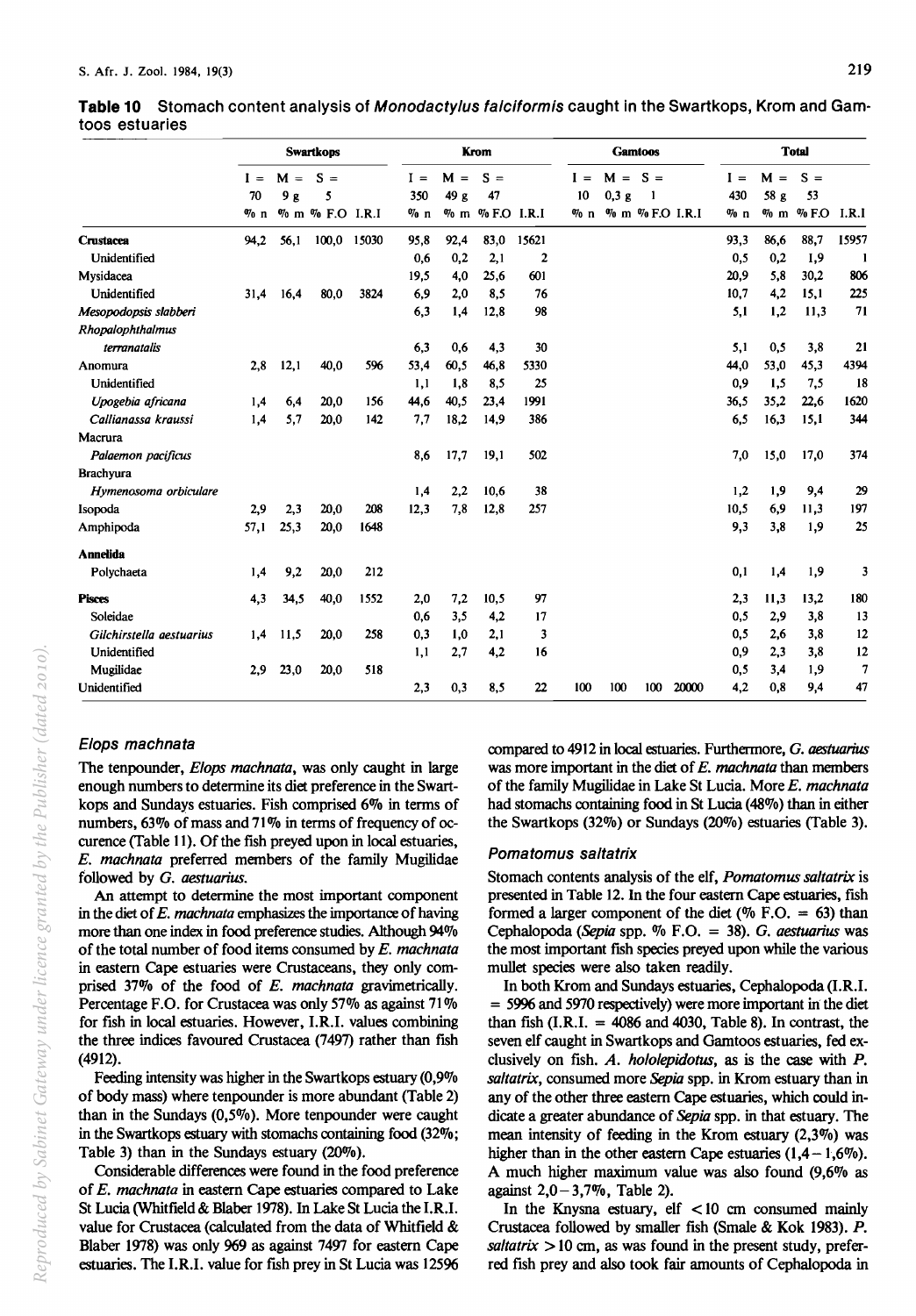**Table 10** Stomach content analysis of *Monodactylus falciformis* caught in the Swartkops, Krom and Gamtoos estuaries

| | Swartkops | | | | Krom | | | | Gamtoos | | | | Total | | | |
|---|---|---|---|---|---|---|---|---|---|---|---|---|---|---|---|---|
| | I = 70 | M = 9 g | S = 5 | | I = 350 | M = 49 g | S = 47 | | I = 10 | M = 0,3 g | S = 1 | | I = 430 | M = 58 g | S = 53 | |
| | % n | % m | % F.O | I.R.I | % n | % m | % F.O | I.R.I | % n | % m | % F.O | I.R.I | % n | % m | % F.O | I.R.I |
| **Crustacea** | 94,2 | 56,1 | 100,0 | 15030 | 95,8 | 92,4 | 83,0 | 15621 | | | | | 93,3 | 86,6 | 88,7 | 15957 |
| Unidentified | | | | | 0,6 | 0,2 | 2,1 | 2 | | | | | 0,5 | 0,2 | 1,9 | 1 |
| Mysidacea | | | | | 19,5 | 4,0 | 25,6 | 601 | | | | | 20,9 | 5,8 | 30,2 | 806 |
| Unidentified | 31,4 | 16,4 | 80,0 | 3824 | 6,9 | 2,0 | 8,5 | 76 | | | | | 10,7 | 4,2 | 15,1 | 225 |
| *Mesopodopsis slabberi* | | | | | 6,3 | 1,4 | 12,8 | 98 | | | | | 5,1 | 1,2 | 11,3 | 71 |
| *Rhopalophthalmus terranatalis* | | | | | 6,3 | 0,6 | 4,3 | 30 | | | | | 5,1 | 0,5 | 3,8 | 21 |
| Anomura | 2,8 | 12,1 | 40,0 | 596 | 53,4 | 60,5 | 46,8 | 5330 | | | | | 44,0 | 53,0 | 45,3 | 4394 |
| Unidentified | | | | | 1,1 | 1,8 | 8,5 | 25 | | | | | 0,9 | 1,5 | 7,5 | 18 |
| *Upogebia africana* | 1,4 | 6,4 | 20,0 | 156 | 44,6 | 40,5 | 23,4 | 1991 | | | | | 36,5 | 35,2 | 22,6 | 1620 |
| *Callianassa kraussi* | 1,4 | 5,7 | 20,0 | 142 | 7,7 | 18,2 | 14,9 | 386 | | | | | 6,5 | 16,3 | 15,1 | 344 |
| Macrura | | | | | | | | | | | | | | | | |
| *Palaemon pacificus* | | | | | 8,6 | 17,7 | 19,1 | 502 | | | | | 7,0 | 15,0 | 17,0 | 374 |
| Brachyura | | | | | | | | | | | | | | | | |
| *Hymenosoma orbiculare* | | | | | 1,4 | 2,2 | 10,6 | 38 | | | | | 1,2 | 1,9 | 9,4 | 29 |
| Isopoda | 2,9 | 2,3 | 20,0 | 208 | 12,3 | 7,8 | 12,8 | 257 | | | | | 10,5 | 6,9 | 11,3 | 197 |
| Amphipoda | 57,1 | 25,3 | 20,0 | 1648 | | | | | | | | | 9,3 | 3,8 | 1,9 | 25 |
| **Annelida** | | | | | | | | | | | | | | | | |
| Polychaeta | 1,4 | 9,2 | 20,0 | 212 | | | | | | | | | 0,1 | 1,4 | 1,9 | 3 |
| **Pisces** | 4,3 | 34,5 | 40,0 | 1552 | 2,0 | 7,2 | 10,5 | 97 | | | | | 2,3 | 11,3 | 13,2 | 180 |
| Soleidae | | | | | 0,6 | 3,5 | 4,2 | 17 | | | | | 0,5 | 2,9 | 3,8 | 13 |
| *Gilchirstella aestuarius* | 1,4 | 11,5 | 20,0 | 258 | 0,3 | 1,0 | 2,1 | 3 | | | | | 0,5 | 2,6 | 3,8 | 12 |
| Unidentified | | | | | 1,1 | 2,7 | 4,2 | 16 | | | | | 0,9 | 2,3 | 3,8 | 12 |
| Mugilidae | 2,9 | 23,0 | 20,0 | 518 | | | | | | | | | 0,5 | 3,4 | 1,9 | 7 |
| Unidentified | | | | | 2,3 | 0,3 | 8,5 | 22 | 100 | 100 | 100 | 20000 | 4,2 | 0,8 | 9,4 | 47 |

### *Elops machnata*

The tenpounder, *Elops machnata*, was only caught in large enough numbers to determine its diet preference in the Swartkops and Sundays estuaries. Fish comprised 6% in terms of numbers, 63% of mass and 71% in terms of frequency of occurence (Table 11). Of the fish preyed upon in local estuaries, *E. machnata* preferred members of the family Mugilidae followed by *G. aestuarius*.

An attempt to determine the most important component in the diet of *E. machnata* emphasizes the importance of having more than one index in food preference studies. Although 94% of the total number of food items consumed by *E. machnata* in eastern Cape estuaries were Crustaceans, they only comprised 37% of the food of *E. machnata* gravimetrically. Percentage F.O. for Crustacea was only 57% as against 71% for fish in local estuaries. However, I.R.I. values combining the three indices favoured Crustacea (7497) rather than fish (4912).

Feeding intensity was higher in the Swartkops estuary (0,9% of body mass) where tenpounder is more abundant (Table 2) than in the Sundays (0,5%). More tenpounder were caught in the Swartkops estuary with stomachs containing food (32%; Table 3) than in the Sundays estuary (20%).

Considerable differences were found in the food preference of *E. machnata* in eastern Cape estuaries compared to Lake St Lucia (Whitfield & Blaber 1978). In Lake St Lucia the I.R.I. value for Crustacea (calculated from the data of Whitfield & Blaber 1978) was only 969 as against 7497 for eastern Cape estuaries. The I.R.I. value for fish prey in St Lucia was 12596 compared to 4912 in local estuaries. Furthermore, *G. aestuarius* was more important in the diet of *E. machnata* than members of the family Mugilidae in Lake St Lucia. More *E. machnata* had stomachs containing food in St Lucia (48%) than in either the Swartkops (32%) or Sundays (20%) estuaries (Table 3).

### *Pomatomus saltatrix*

Stomach contents analysis of the elf, *Pomatomus saltatrix* is presented in Table 12. In the four eastern Cape estuaries, fish formed a larger component of the diet (% F.O. = 63) than Cephalopoda (*Sepia* spp. % F.O. = 38). *G. aestuarius* was the most important fish species preyed upon while the various mullet species were also taken readily.

In both Krom and Sundays estuaries, Cephalopoda (I.R.I. = 5996 and 5970 respectively) were more important in the diet than fish (I.R.I. = 4086 and 4030, Table 8). In contrast, the seven elf caught in Swartkops and Gamtoos estuaries, fed exclusively on fish. *A. hololepidotus*, as is the case with *P. saltatrix*, consumed more *Sepia* spp. in Krom estuary than in any of the other three eastern Cape estuaries, which could indicate a greater abundance of *Sepia* spp. in that estuary. The mean intensity of feeding in the Krom estuary (2,3%) was higher than in the other eastern Cape estuaries (1,4 – 1,6%). A much higher maximum value was also found (9,6% as against 2,0 – 3,7%, Table 2).

In the Knysna estuary, elf < 10 cm consumed mainly Crustacea followed by smaller fish (Smale & Kok 1983). *P. saltatrix* > 10 cm, as was found in the present study, preferred fish prey and also took fair amounts of Cephalopoda in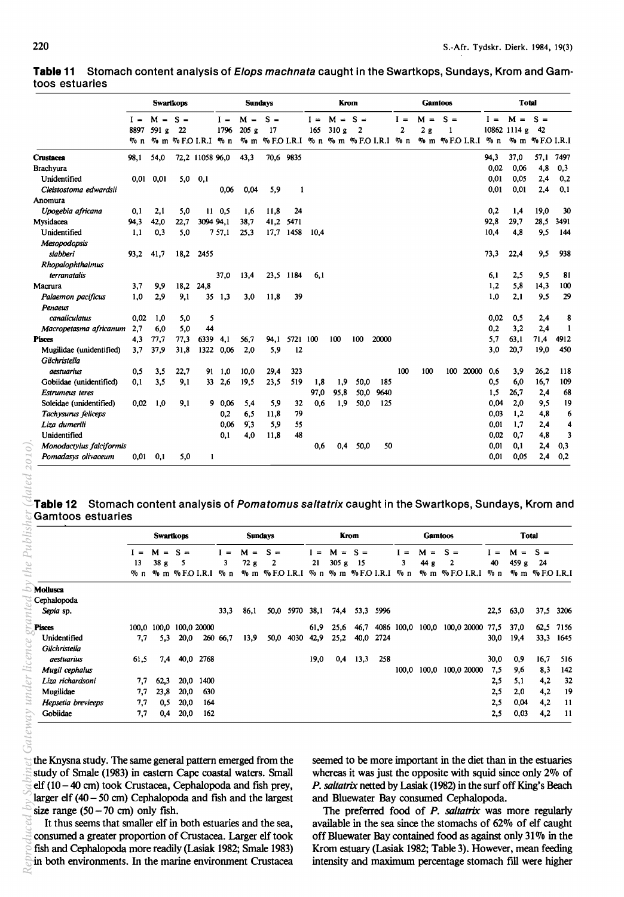**Table 11** Stomach content analysis of *Elops machnata* caught in the Swartkops, Sundays, Krom and Gamtoos estuaries

| | Swartkops | | | | Sundays | | | | Krom | | | | Gamtoos | | | | Total | | | |
|---|---|---|---|---|---|---|---|---|---|---|---|---|---|---|---|---|---|---|---|---|
| | I = 8897 | M = 591 g | S = 22 | | I = 1796 | M = 205 g | S = 17 | | I = 165 | M = 310 g | S = 2 | | I = 2 | M = 2 g | S = 1 | | I = 10862 | M = 1114 g | S = 42 | |
| | % n | % m | % F.O | I.R.I | % n | % m | % F.O | I.R.I | % n | % m | % F.O | I.R.I | % n | % m | % F.O | I.R.I | % n | % m | % F.O | I.R.I |
| **Crustacea** | 98,1 | 54,0 | 72,2 | 11058 | 96,0 | 43,3 | 70,6 | 9835 | | | | | | | | | 94,3 | 37,0 | 57,1 | 7497 |
| Brachyura | | | | | | | | | | | | | | | | | 0,02 | 0,06 | 4,8 | 0,3 |
| Unidentified | 0,01 | 0,01 | 5,0 | 0,1 | | | | | | | | | | | | | 0,01 | 0,05 | 2,4 | 0,2 |
| *Cleistostoma edwardsii* | | | | | 0,06 | 0,04 | 5,9 | 1 | | | | | | | | | 0,01 | 0,01 | 2,4 | 0,1 |
| Anomura | | | | | | | | | | | | | | | | | | | | |
| *Upogebia africana* | 0,1 | 2,1 | 5,0 | 11 | 0,5 | 1,6 | 11,8 | 24 | | | | | | | | | 0,2 | 1,4 | 19,0 | 30 |
| Mysidacea | 94,3 | 42,0 | 22,7 | 3094 | 94,1 | 38,7 | 41,2 | 5471 | | | | | | | | | 92,8 | 29,7 | 28,5 | 3491 |
| Unidentified | 1,1 | 0,3 | 5,0 | 7 | 57,1 | 25,3 | 17,7 | 1458 | 10,4 | | | | | | | | 10,4 | 4,8 | 9,5 | 144 |
| *Mesopodopsis slabberi* | 93,2 | 41,7 | 18,2 | 2455 | | | | | | | | | | | | | 73,3 | 22,4 | 9,5 | 938 |
| *Rhopalophthalmus terranatalis* | | | | | 37,0 | 13,4 | 23,5 | 1184 | 6,1 | | | | | | | | 6,1 | 2,5 | 9,5 | 81 |
| Macrura | 3,7 | 9,9 | 18,2 | 24,8 | | | | | | | | | | | | | 1,2 | 5,8 | 14,3 | 100 |
| *Palaemon pacificus* | 1,0 | 2,9 | 9,1 | 35 | 1,3 | 3,0 | 11,8 | 39 | | | | | | | | | 1,0 | 2,1 | 9,5 | 29 |
| *Penaeus canaliculatus* | 0,02 | 1,0 | 5,0 | 5 | | | | | | | | | | | | | 0,02 | 0,5 | 2,4 | 8 |
| *Macropetasma africanum* | 2,7 | 6,0 | 5,0 | 44 | | | | | | | | | | | | | 0,2 | 3,2 | 2,4 | 1 |
| **Pisces** | 4,3 | 77,7 | 77,3 | 6339 | 4,1 | 56,7 | 94,1 | 5721 | 100 | 100 | 100 | 20000 | | | | | 5,7 | 63,1 | 71,4 | 4912 |
| Mugilidae (unidentified) | 3,7 | 37,9 | 31,8 | 1322 | 0,06 | 2,0 | 5,9 | 12 | | | | | | | | | 3,0 | 20,7 | 19,0 | 450 |
| *Gilchristella aestuarius* | 0,5 | 3,5 | 22,7 | 91 | 1,0 | 10,0 | 29,4 | 323 | | | | | 100 | 100 | 100 | 20000 | 0,6 | 3,9 | 26,2 | 118 |
| Gobiidae (unidentified) | 0,1 | 3,5 | 9,1 | 33 | 2,6 | 19,5 | 23,5 | 519 | 1,8 | 1,9 | 50,0 | 185 | | | | | 0,5 | 6,0 | 16,7 | 109 |
| *Estrumeus teres* | | | | | | | | | 97,0 | 95,8 | 50,0 | 9640 | | | | | 1,5 | 26,7 | 2,4 | 68 |
| Soleidae (unidentified) | 0,02 | 1,0 | 9,1 | 9 | 0,06 | 5,4 | 5,9 | 32 | 0,6 | 1,9 | 50,0 | 125 | | | | | 0,04 | 2,0 | 9,5 | 19 |
| *Tachysurus feliceps* | | | | | 0,2 | 6,5 | 11,8 | 79 | | | | | | | | | 0,03 | 1,2 | 4,8 | 6 |
| *Liza dumerili* | | | | | 0,06 | 9,3 | 5,9 | 55 | | | | | | | | | 0,01 | 1,7 | 2,4 | 4 |
| Unidentified | | | | | 0,1 | 4,0 | 11,8 | 48 | | | | | | | | | 0,02 | 0,7 | 4,8 | 3 |
| *Monodactylus falciformis* | | | | | | | | | 0,6 | 0,4 | 50,0 | 50 | | | | | 0,01 | 0,1 | 2,4 | 0,3 |
| *Pomadasys olivaceum* | 0,01 | 0,1 | 5,0 | 1 | | | | | | | | | | | | | 0,01 | 0,05 | 2,4 | 0,2 |

**Table 12** Stomach content analysis of *Pomatomus saltatrix* caught in the Swartkops, Sundays, Krom and Gamtoos estuaries

| | Swartkops | | | | Sundays | | | | Krom | | | | Gamtoos | | | | Total | | | |
|---|---|---|---|---|---|---|---|---|---|---|---|---|---|---|---|---|---|---|---|---|
| | I = 13 | M = 38 g | S = 5 | | I = 3 | M = 72 g | S = 2 | | I = 21 | M = 305 g | S = 15 | | I = 3 | M = 44 g | S = 2 | | I = 40 | M = 459 g | S = 24 | |
| | % n | % m | % F.O | I.R.I | % n | % m | % F.O | I.R.I | % n | % m | % F.O | I.R.I | % n | % m | % F.O | I.R.I | % n | % m | % F.O | I.R.I |
| **Mollusca** | | | | | | | | | | | | | | | | | | | | |
| Cephalopoda | | | | | | | | | | | | | | | | | | | | |
| *Sepia* sp. | | | | | 33,3 | 86,1 | 50,0 | 5970 | 38,1 | 74,4 | 53,3 | 5996 | | | | | 22,5 | 63,0 | 37,5 | 3206 |
| **Pisces** | 100,0 | 100,0 | 100,0 | 20000 | | | | | 61,9 | 25,6 | 46,7 | 4086 | 100,0 | 100,0 | 100,0 | 20000 | 77,5 | 37,0 | 62,5 | 7156 |
| Unidentified | 7,7 | 5,3 | 20,0 | 260 | 66,7 | 13,9 | 50,0 | 4030 | 42,9 | 25,2 | 40,0 | 2724 | | | | | 30,0 | 19,4 | 33,3 | 1645 |
| *Gilchristella aestuarius* | 61,5 | 7,4 | 40,0 | 2768 | | | | | 19,0 | 0,4 | 13,3 | 258 | | | | | 30,0 | 0,9 | 16,7 | 516 |
| *Mugil cephalus* | | | | | | | | | | | | | 100,0 | 100,0 | 100,0 | 20000 | 7,5 | 9,6 | 8,3 | 142 |
| *Liza richardsoni* | 7,7 | 62,3 | 20,0 | 1400 | | | | | | | | | | | | | 2,5 | 5,1 | 4,2 | 32 |
| Mugilidae | 7,7 | 23,8 | 20,0 | 630 | | | | | | | | | | | | | 2,5 | 2,0 | 4,2 | 19 |
| *Hepsetia breviceps* | 7,7 | 0,5 | 20,0 | 164 | | | | | | | | | | | | | 2,5 | 0,04 | 4,2 | 11 |
| Gobiidae | 7,7 | 0,4 | 20,0 | 162 | | | | | | | | | | | | | 2,5 | 0,03 | 4,2 | 11 |

the Knysna study. The same general pattern emerged from the study of Smale (1983) in eastern Cape coastal waters. Small elf (10 – 40 cm) took Crustacea, Cephalopoda and fish prey, larger elf (40 – 50 cm) Cephalopoda and fish and the largest size range (50 – 70 cm) only fish.

It thus seems that smaller elf in both estuaries and the sea, consumed a greater proportion of Crustacea. Larger elf took fish and Cephalopoda more readily (Lasiak 1982; Smale 1983) in both environments. In the marine environment Crustacea seemed to be more important in the diet than in the estuaries whereas it was just the opposite with squid since only 2% of *P. saltatrix* netted by Lasiak (1982) in the surf off King's Beach and Bluewater Bay consumed Cephalopoda.

The preferred food of *P. saltatrix* was more regularly available in the sea since the stomachs of 62% of elf caught off Bluewater Bay contained food as against only 31% in the Krom estuary (Lasiak 1982; Table 3). However, mean feeding intensity and maximum percentage stomach fill were higher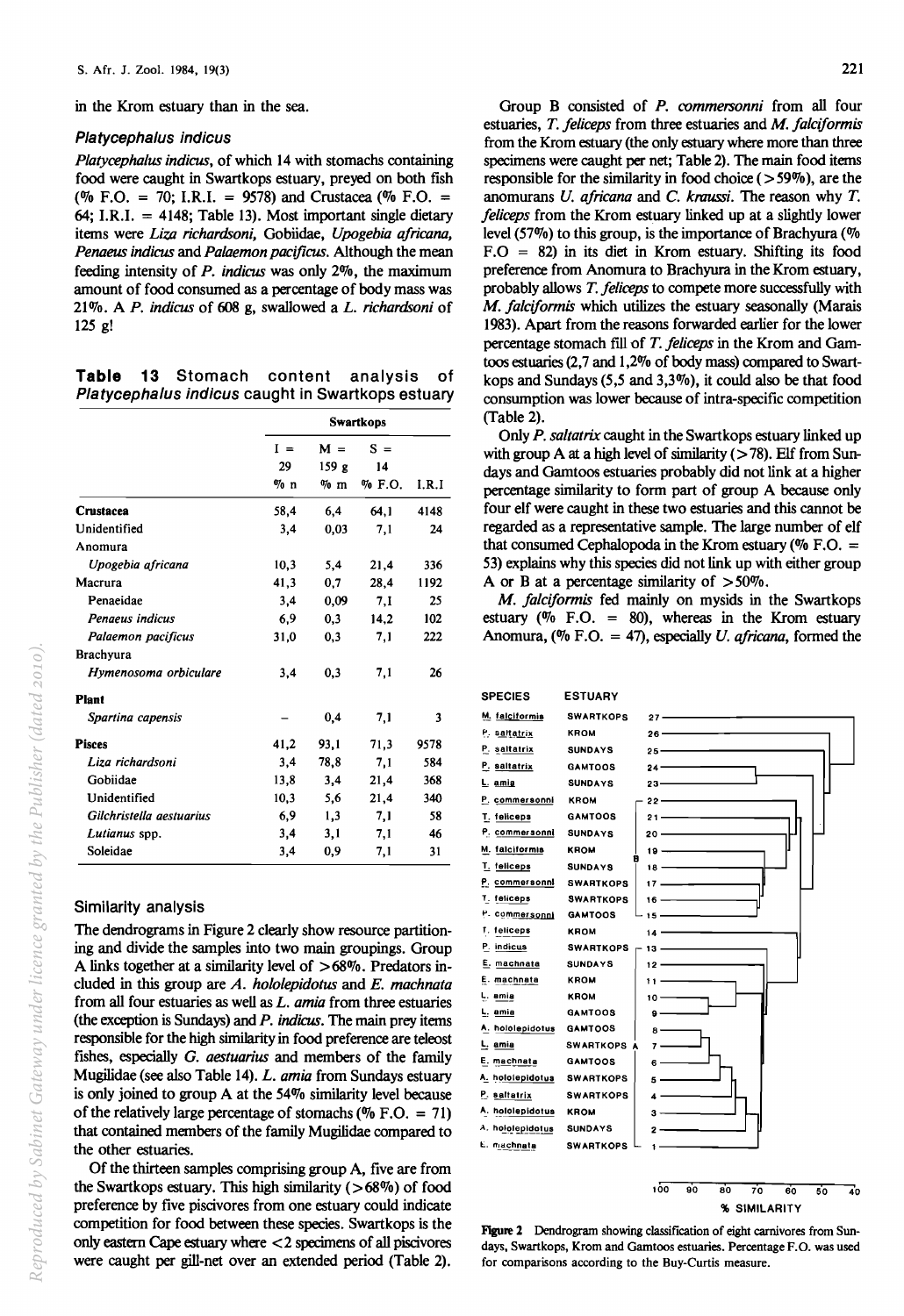in the Krom estuary than in the sea.

### *Platycephalus indicus*

*Platycephalus indicus*, of which 14 with stomachs containing food were caught in Swartkops estuary, preyed on both fish (% F.O. = 70; I.R.I. = 9578) and Crustacea (% F.O. = 64; I.R.I. = 4148; Table 13). Most important single dietary items were *Liza richardsoni*, Gobiidae, *Upogebia africana*, *Penaeus indicus* and *Palaemon pacificus*. Although the mean feeding intensity of *P. indicus* was only 2%, the maximum amount of food consumed as a percentage of body mass was 21%. A *P. indicus* of 608 g, swallowed a *L. richardsoni* of 125 g!

**Table 13** Stomach content analysis of *Platycephalus indicus* caught in Swartkops estuary

| | Swartkops | | | |
|---|---|---|---|---|
| | I = 29 % n | M = 159 g % m | S = 14 % F.O. | I.R.I |
| **Crustacea** | 58,4 | 6,4 | 64,1 | 4148 |
| Unidentified | 3,4 | 0,03 | 7,1 | 24 |
| Anomura | | | | |
| *Upogebia africana* | 10,3 | 5,4 | 21,4 | 336 |
| Macrura | 41,3 | 0,7 | 28,4 | 1192 |
| Penaeidae | 3,4 | 0,09 | 7,1 | 25 |
| *Penaeus indicus* | 6,9 | 0,3 | 14,2 | 102 |
| *Palaemon pacificus* | 31,0 | 0,3 | 7,1 | 222 |
| Brachyura | | | | |
| *Hymenosoma orbiculare* | 3,4 | 0,3 | 7,1 | 26 |
| **Plant** | | | | |
| *Spartina capensis* | – | 0,4 | 7,1 | 3 |
| **Pisces** | 41,2 | 93,1 | 71,3 | 9578 |
| *Liza richardsoni* | 3,4 | 78,8 | 7,1 | 584 |
| Gobiidae | 13,8 | 3,4 | 21,4 | 368 |
| Unidentified | 10,3 | 5,6 | 21,4 | 340 |
| *Gilchristella aestuarius* | 6,9 | 1,3 | 7,1 | 58 |
| *Lutianus* spp. | 3,4 | 3,1 | 7,1 | 46 |
| Soleidae | 3,4 | 0,9 | 7,1 | 31 |

### Similarity analysis

The dendrograms in Figure 2 clearly show resource partitioning and divide the samples into two main groupings. Group A links together at a similarity level of >68%. Predators included in this group are *A. hololepidotus* and *E. machnata* from all four estuaries as well as *L. amia* from three estuaries (the exception is Sundays) and *P. indicus*. The main prey items responsible for the high similarity in food preference are teleost fishes, especially *G. aestuarius* and members of the family Mugilidae (see also Table 14). *L. amia* from Sundays estuary is only joined to group A at the 54% similarity level because of the relatively large percentage of stomachs (% F.O. = 71) that contained members of the family Mugilidae compared to the other estuaries.

Of the thirteen samples comprising group A, five are from the Swartkops estuary. This high similarity (>68%) of food preference by five piscivores from one estuary could indicate competition for food between these species. Swartkops is the only eastern Cape estuary where <2 specimens of all piscivores were caught per gill-net over an extended period (Table 2).

Group B consisted of *P. commersonni* from all four estuaries, *T. feliceps* from three estuaries and *M. falciformis* from the Krom estuary (the only estuary where more than three specimens were caught per net; Table 2). The main food items responsible for the similarity in food choice (>59%), are the anomurans *U. africana* and *C. kraussi*. The reason why *T. feliceps* from the Krom estuary linked up at a slightly lower level (57%) to this group, is the importance of Brachyura (% F.O = 82) in its diet in Krom estuary. Shifting its food preference from Anomura to Brachyura in the Krom estuary, probably allows *T. feliceps* to compete more successfully with *M. falciformis* which utilizes the estuary seasonally (Marais 1983). Apart from the reasons forwarded earlier for the lower percentage stomach fill of *T. feliceps* in the Krom and Gamtoos estuaries (2,7 and 1,2% of body mass) compared to Swartkops and Sundays (5,5 and 3,3%), it could also be that food consumption was lower because of intra-specific competition (Table 2).

Only *P. saltatrix* caught in the Swartkops estuary linked up with group A at a high level of similarity (>78). Elf from Sundays and Gamtoos estuaries probably did not link at a higher percentage similarity to form part of group A because only four elf were caught in these two estuaries and this cannot be regarded as a representative sample. The large number of elf that consumed Cephalopoda in the Krom estuary (% F.O. = 53) explains why this species did not link up with either group A or B at a percentage similarity of >50%.

*M. falciformis* fed mainly on mysids in the Swartkops estuary (% F.O. = 80), whereas in the Krom estuary Anomura, (% F.O. = 47), especially *U. africana*, formed the

**Figure 2** Dendrogram showing classification of eight carnivores from Sundays, Swartkops, Krom and Gamtoos estuaries. Percentage F.O. was used for comparisons according to the Bray-Curtis measure.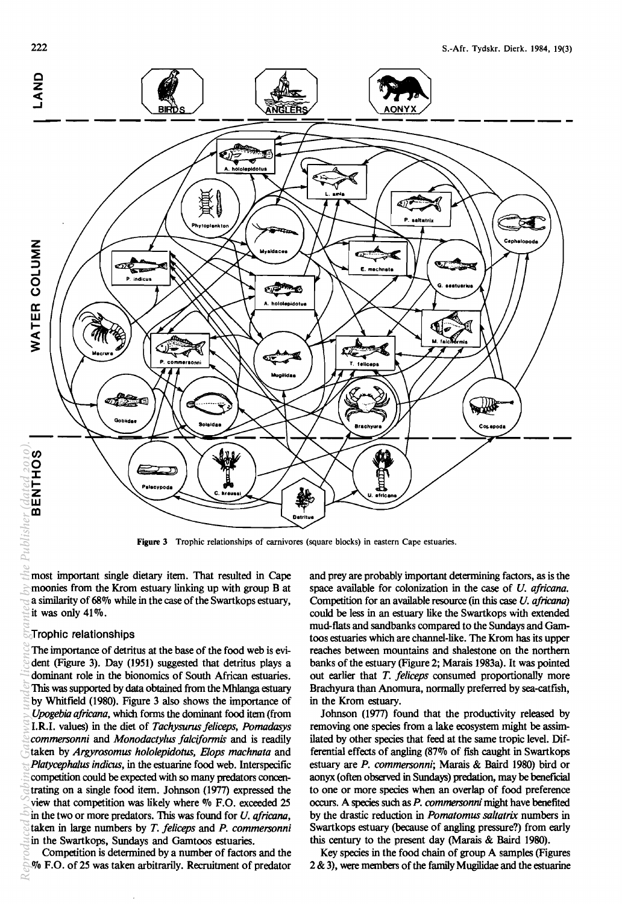Figure 3 Trophic relationships of carnivores (square blocks) in eastern Cape estuaries.

most important single dietary item. That resulted in Cape moonies from the Krom estuary linking up with group B at a similarity of 68% while in the case of the Swartkops estuary, it was only 41%.

## Trophic relationships

The importance of detritus at the base of the food web is evident (Figure 3). Day (1951) suggested that detritus plays a dominant role in the bionomics of South African estuaries. This was supported by data obtained from the Mhlanga estuary by Whitfield (1980). Figure 3 also shows the importance of *Upogebia africana*, which forms the dominant food item (from I.R.I. values) in the diet of *Tachysurus feliceps*, *Pomadasys commersonni* and *Monodactylus falciformis* and is readily taken by *Argyrosomus hololepidotus*, *Elops machnata* and *Platycephalus indicus*, in the estuarine food web. Interspecific competition could be expected with so many predators concentrating on a single food item. Johnson (1977) expressed the view that competition was likely where % F.O. exceeded 25 in the two or more predators. This was found for *U. africana*, taken in large numbers by *T. feliceps* and *P. commersonni* in the Swartkops, Sundays and Gamtoos estuaries.

Competition is determined by a number of factors and the % F.O. of 25 was taken arbitrarily. Recruitment of predator and prey are probably important determining factors, as is the space available for colonization in the case of *U. africana*. Competition for an available resource (in this case *U. africana*) could be less in an estuary like the Swartkops with extended mud-flats and sandbanks compared to the Sundays and Gamtoos estuaries which are channel-like. The Krom has its upper reaches between mountains and shalestone on the northern banks of the estuary (Figure 2; Marais 1983a). It was pointed out earlier that *T. feliceps* consumed proportionally more Brachyura than Anomura, normally preferred by sea-catfish, in the Krom estuary.

Johnson (1977) found that the productivity released by removing one species from a lake ecosystem might be assimilated by other species that feed at the same tropic level. Differential effects of angling (87% of fish caught in Swartkops estuary are *P. commersonni*; Marais & Baird 1980) bird or aonyx (often observed in Sundays) predation, may be beneficial to one or more species when an overlap of food preference occurs. A species such as *P. commersonni* might have benefited by the drastic reduction in *Pomatomus saltatrix* numbers in Swartkops estuary (because of angling pressure?) from early this century to the present day (Marais & Baird 1980).

Key species in the food chain of group A samples (Figures 2 & 3), were members of the family Mugilidae and the estuarine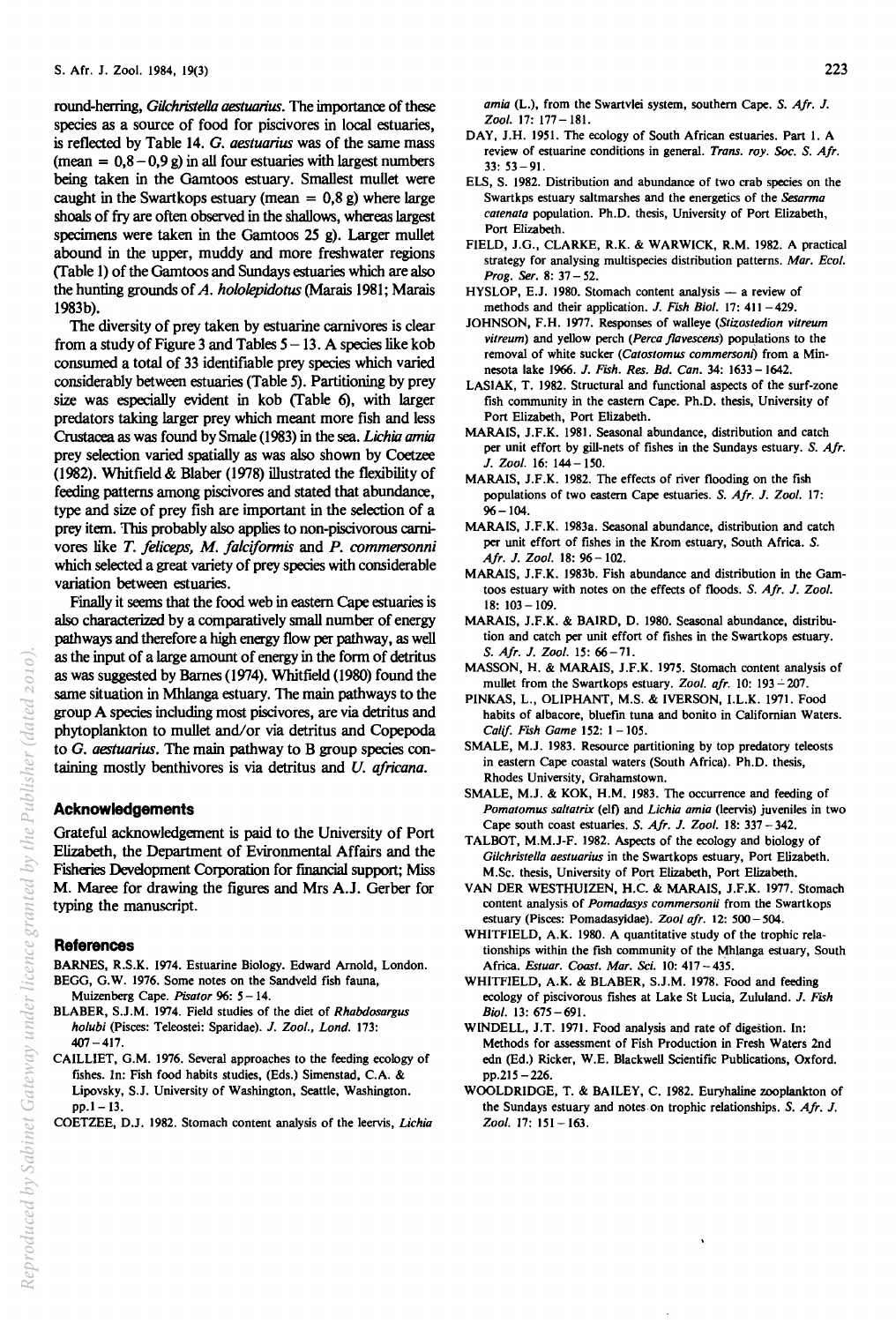round-herring, *Gilchristella aestuarius*. The importance of these species as a source of food for piscivores in local estuaries, is reflected by Table 14. *G. aestuarius* was of the same mass (mean = 0,8 – 0,9 g) in all four estuaries with largest numbers being taken in the Gamtoos estuary. Smallest mullet were caught in the Swartkops estuary (mean = 0,8 g) where large shoals of fry are often observed in the shallows, whereas largest specimens were taken in the Gamtoos 25 g). Larger mullet abound in the upper, muddy and more freshwater regions (Table 1) of the Gamtoos and Sundays estuaries which are also the hunting grounds of *A. hololepidotus* (Marais 1981; Marais 1983b).

The diversity of prey taken by estuarine carnivores is clear from a study of Figure 3 and Tables 5 – 13. A species like kob consumed a total of 33 identifiable prey species which varied considerably between estuaries (Table 5). Partitioning by prey size was especially evident in kob (Table 6), with larger predators taking larger prey which meant more fish and less Crustacea as was found by Smale (1983) in the sea. *Lichia amia* prey selection varied spatially as was also shown by Coetzee (1982). Whitfield & Blaber (1978) illustrated the flexibility of feeding patterns among piscivores and stated that abundance, type and size of prey fish are important in the selection of a prey item. This probably also applies to non-piscivorous carnivores like *T. feliceps, M. falciformis* and *P. commersonni* which selected a great variety of prey species with considerable variation between estuaries.

Finally it seems that the food web in eastern Cape estuaries is also characterized by a comparatively small number of energy pathways and therefore a high energy flow per pathway, as well as the input of a large amount of energy in the form of detritus as was suggested by Barnes (1974). Whitfield (1980) found the same situation in Mhlanga estuary. The main pathways to the group A species including most piscivores, are via detritus and phytoplankton to mullet and/or via detritus and Copepoda to *G. aestuarius*. The main pathway to B group species containing mostly benthivores is via detritus and *U. africana*.

## Acknowledgements

Grateful acknowledgement is paid to the University of Port Elizabeth, the Department of Evironmental Affairs and the Fisheries Development Corporation for financial support; Miss M. Maree for drawing the figures and Mrs A.J. Gerber for typing the manuscript.

## References

BARNES, R.S.K. 1974. Estuarine Biology. Edward Arnold, London.

BEGG, G.W. 1976. Some notes on the Sandveld fish fauna, Muizenberg Cape. *Pisator* 96: 5 – 14.

BLABER, S.J.M. 1974. Field studies of the diet of *Rhabdosargus holubi* (Pisces: Teleostei: Sparidae). *J. Zool., Lond.* 173: 407 – 417.

CAILLIET, G.M. 1976. Several approaches to the feeding ecology of fishes. In: Fish food habits studies, (Eds.) Simenstad, C.A. & Lipovsky, S.J. University of Washington, Seattle, Washington. pp.1 – 13.

COETZEE, D.J. 1982. Stomach content analysis of the leervis, *Lichia amia* (L.), from the Swartvlei system, southern Cape. *S. Afr. J. Zool.* 17: 177 – 181.

DAY, J.H. 1951. The ecology of South African estuaries. Part 1. A review of estuarine conditions in general. *Trans. roy. Soc. S. Afr.* 33: 53 – 91.

ELS, S. 1982. Distribution and abundance of two crab species on the Swartkps estuary saltmarshes and the energetics of the *Sesarma catenata* population. Ph.D. thesis, University of Port Elizabeth, Port Elizabeth.

FIELD, J.G., CLARKE, R.K. & WARWICK, R.M. 1982. A practical strategy for analysing multispecies distribution patterns. *Mar. Ecol. Prog. Ser.* 8: 37 – 52.

HYSLOP, E.J. 1980. Stomach content analysis — a review of methods and their application. *J. Fish Biol.* 17: 411 – 429.

JOHNSON, F.H. 1977. Responses of walleye (*Stizostedion vitreum vitreum*) and yellow perch (*Perca flavescens*) populations to the removal of white sucker (*Catostomus commersoni*) from a Minnesota lake 1966. *J. Fish. Res. Bd. Can.* 34: 1633 – 1642.

LASIAK, T. 1982. Structural and functional aspects of the surf-zone fish community in the eastern Cape. Ph.D. thesis, University of Port Elizabeth, Port Elizabeth.

MARAIS, J.F.K. 1981. Seasonal abundance, distribution and catch per unit effort by gill-nets of fishes in the Sundays estuary. *S. Afr. J. Zool.* 16: 144 – 150.

MARAIS, J.F.K. 1982. The effects of river flooding on the fish populations of two eastern Cape estuaries. *S. Afr. J. Zool.* 17: 96 – 104.

MARAIS, J.F.K. 1983a. Seasonal abundance, distribution and catch per unit effort of fishes in the Krom estuary, South Africa. *S. Afr. J. Zool.* 18: 96 – 102.

MARAIS, J.F.K. 1983b. Fish abundance and distribution in the Gamtoos estuary with notes on the effects of floods. *S. Afr. J. Zool.* 18: 103 – 109.

MARAIS, J.F.K. & BAIRD, D. 1980. Seasonal abundance, distribution and catch per unit effort of fishes in the Swartkops estuary. *S. Afr. J. Zool.* 15: 66 – 71.

MASSON, H. & MARAIS, J.F.K. 1975. Stomach content analysis of mullet from the Swartkops estuary. *Zool. afr.* 10: 193 – 207.

PINKAS, L., OLIPHANT, M.S. & IVERSON, I.L.K. 1971. Food habits of albacore, bluefin tuna and bonito in Californian Waters. *Calif. Fish Game* 152: 1 – 105.

SMALE, M.J. 1983. Resource partitioning by top predatory teleosts in eastern Cape coastal waters (South Africa). Ph.D. thesis, Rhodes University, Grahamstown.

SMALE, M.J. & KOK, H.M. 1983. The occurrence and feeding of *Pomatomus saltatrix* (elf) and *Lichia amia* (leervis) juveniles in two Cape south coast estuaries. *S. Afr. J. Zool.* 18: 337 – 342.

TALBOT, M.M.J-F. 1982. Aspects of the ecology and biology of *Gilchristella aestuarius* in the Swartkops estuary, Port Elizabeth. M.Sc. thesis, University of Port Elizabeth, Port Elizabeth.

VAN DER WESTHUIZEN, H.C. & MARAIS, J.F.K. 1977. Stomach content analysis of *Pomadasys commersonii* from the Swartkops estuary (Pisces: Pomadasyidae). *Zool afr.* 12: 500 – 504.

WHITFIELD, A.K. 1980. A quantitative study of the trophic relationships within the fish community of the Mhlanga estuary, South Africa. *Estuar. Coast. Mar. Sci.* 10: 417 – 435.

WHITFIELD, A.K. & BLABER, S.J.M. 1978. Food and feeding ecology of piscivorous fishes at Lake St Lucia, Zululand. *J. Fish Biol.* 13: 675 – 691.

WINDELL, J.T. 1971. Food analysis and rate of digestion. In: Methods for assessment of Fish Production in Fresh Waters 2nd edn (Ed.) Ricker, W.E. Blackwell Scientific Publications, Oxford. pp.215 – 226.

WOOLDRIDGE, T. & BAILEY, C. 1982. Euryhaline zooplankton of the Sundays estuary and notes on trophic relationships. *S. Afr. J. Zool.* 17: 151 – 163.